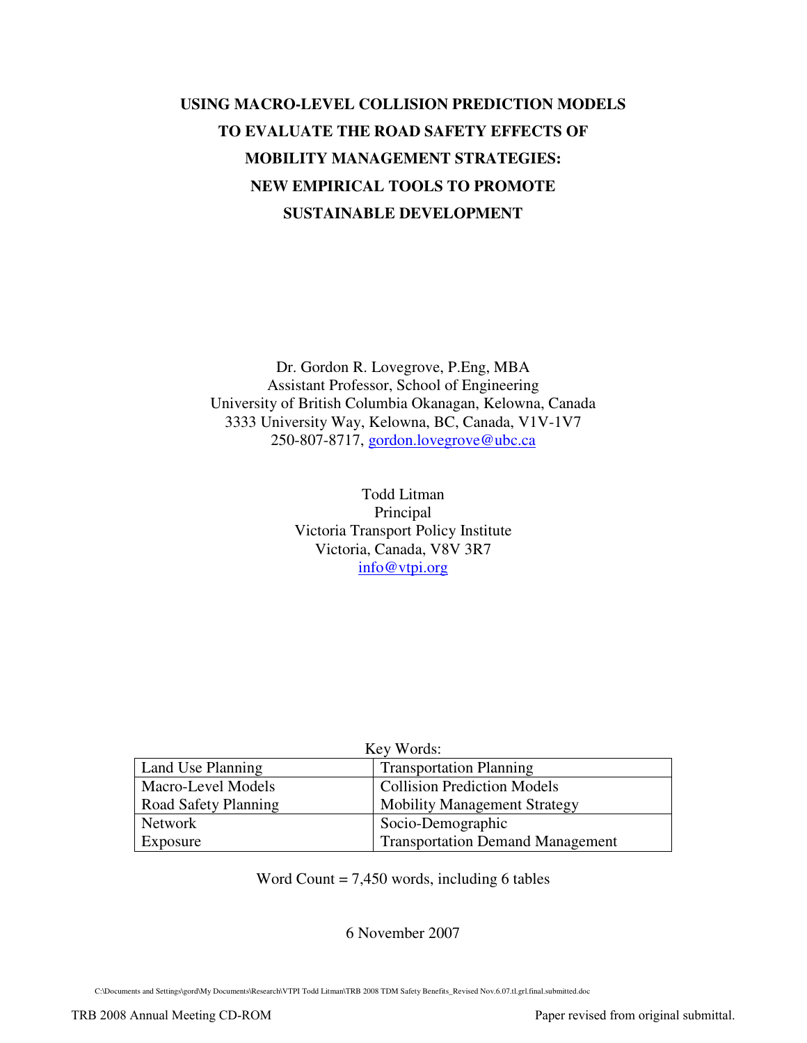# USING MACRO-LEVEL COLLISION PREDICTION MODELS TO EVALUATE THE ROAD SAFETY EFFECTS OF MOBILITY MANAGEMENT STRATEGIES: NEW EMPIRICAL TOOLS TO PROMOTE SUSTAINABLE DEVELOPMENT

Dr. Gordon R. Lovegrove, P.Eng, MBA
Assistant Professor, School of Engineering
University of British Columbia Okanagan, Kelowna, Canada
3333 University Way, Kelowna, BC, Canada, V1V-1V7
250-807-8717, gordon.lovegrove@ubc.ca

Todd Litman
Principal
Victoria Transport Policy Institute
Victoria, Canada, V8V 3R7
info@vtpi.org

Key Words:

| | |
|---|---|
| Land Use Planning | Transportation Planning |
| Macro-Level Models<br>Road Safety Planning | Collision Prediction Models<br>Mobility Management Strategy |
| Network<br>Exposure | Socio-Demographic<br>Transportation Demand Management |

Word Count = 7,450 words, including 6 tables

6 November 2007

C:\Documents and Settings\gord\My Documents\Research\VTPI Todd Litman\TRB 2008 TDM Safety Benefits_Revised Nov.6.07.tl.grl.final.submitted.doc

TRB 2008 Annual Meeting CD-ROM — Paper revised from original submittal.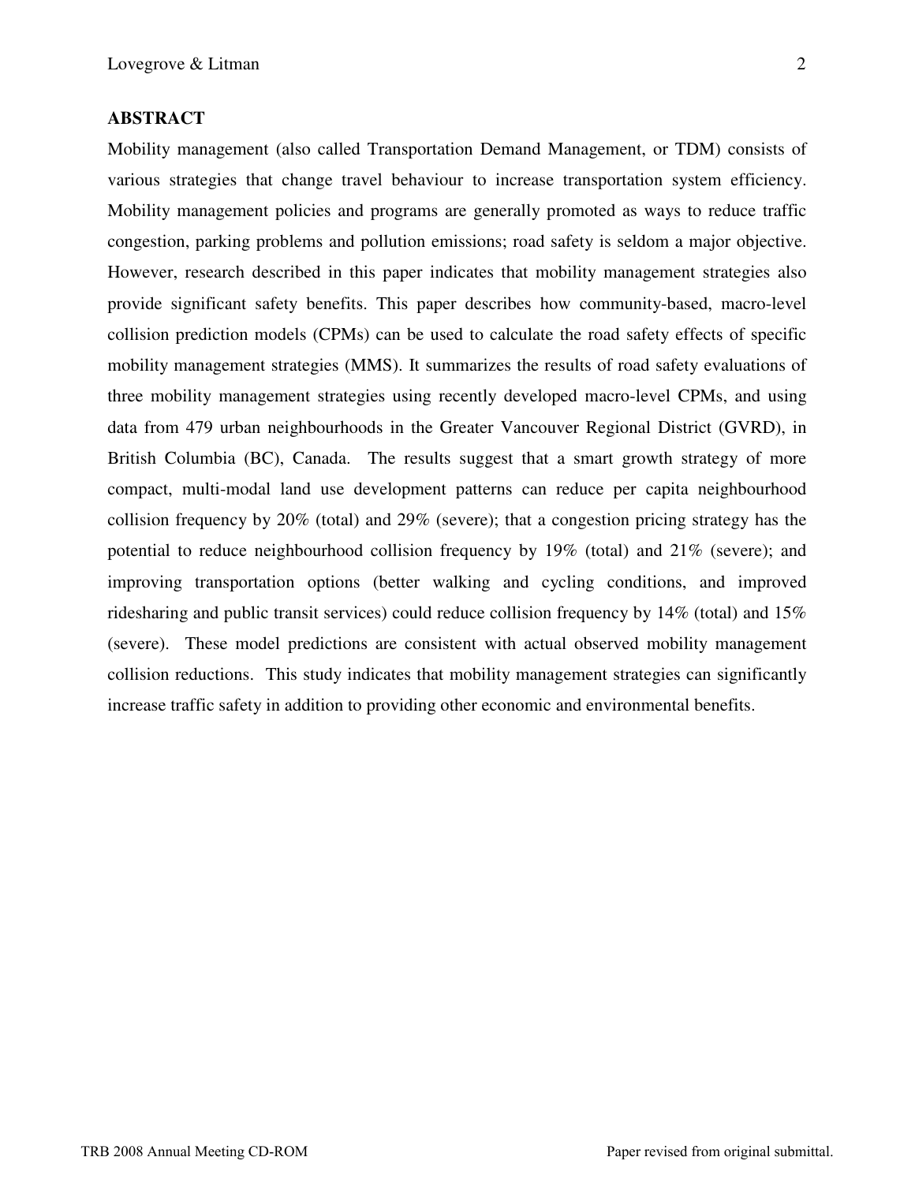## ABSTRACT

Mobility management (also called Transportation Demand Management, or TDM) consists of various strategies that change travel behaviour to increase transportation system efficiency. Mobility management policies and programs are generally promoted as ways to reduce traffic congestion, parking problems and pollution emissions; road safety is seldom a major objective. However, research described in this paper indicates that mobility management strategies also provide significant safety benefits. This paper describes how community-based, macro-level collision prediction models (CPMs) can be used to calculate the road safety effects of specific mobility management strategies (MMS). It summarizes the results of road safety evaluations of three mobility management strategies using recently developed macro-level CPMs, and using data from 479 urban neighbourhoods in the Greater Vancouver Regional District (GVRD), in British Columbia (BC), Canada. The results suggest that a smart growth strategy of more compact, multi-modal land use development patterns can reduce per capita neighbourhood collision frequency by 20% (total) and 29% (severe); that a congestion pricing strategy has the potential to reduce neighbourhood collision frequency by 19% (total) and 21% (severe); and improving transportation options (better walking and cycling conditions, and improved ridesharing and public transit services) could reduce collision frequency by 14% (total) and 15% (severe). These model predictions are consistent with actual observed mobility management collision reductions. This study indicates that mobility management strategies can significantly increase traffic safety in addition to providing other economic and environmental benefits.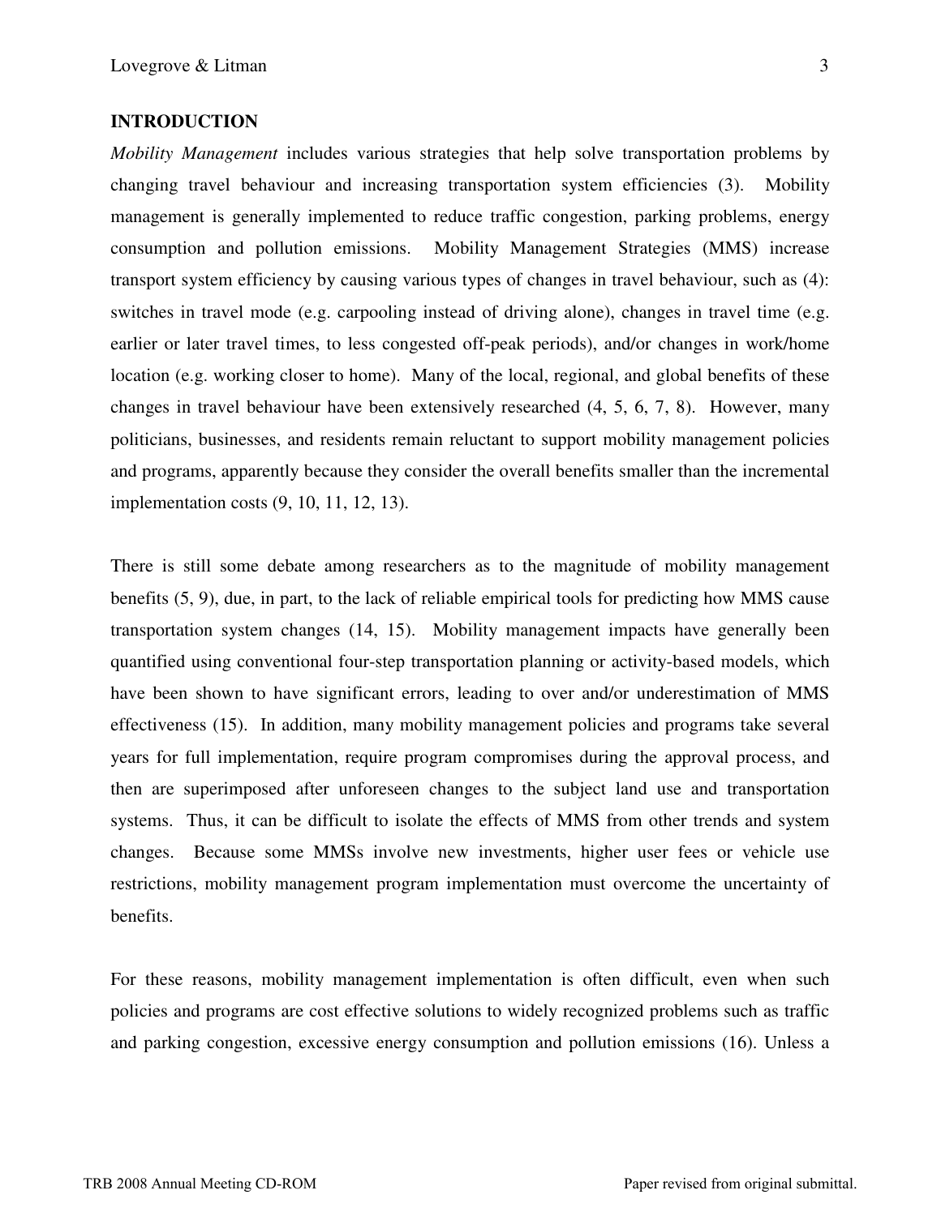## INTRODUCTION

*Mobility Management* includes various strategies that help solve transportation problems by changing travel behaviour and increasing transportation system efficiencies (3). Mobility management is generally implemented to reduce traffic congestion, parking problems, energy consumption and pollution emissions. Mobility Management Strategies (MMS) increase transport system efficiency by causing various types of changes in travel behaviour, such as (4): switches in travel mode (e.g. carpooling instead of driving alone), changes in travel time (e.g. earlier or later travel times, to less congested off-peak periods), and/or changes in work/home location (e.g. working closer to home). Many of the local, regional, and global benefits of these changes in travel behaviour have been extensively researched (4, 5, 6, 7, 8). However, many politicians, businesses, and residents remain reluctant to support mobility management policies and programs, apparently because they consider the overall benefits smaller than the incremental implementation costs (9, 10, 11, 12, 13).

There is still some debate among researchers as to the magnitude of mobility management benefits (5, 9), due, in part, to the lack of reliable empirical tools for predicting how MMS cause transportation system changes (14, 15). Mobility management impacts have generally been quantified using conventional four-step transportation planning or activity-based models, which have been shown to have significant errors, leading to over and/or underestimation of MMS effectiveness (15). In addition, many mobility management policies and programs take several years for full implementation, require program compromises during the approval process, and then are superimposed after unforeseen changes to the subject land use and transportation systems. Thus, it can be difficult to isolate the effects of MMS from other trends and system changes. Because some MMSs involve new investments, higher user fees or vehicle use restrictions, mobility management program implementation must overcome the uncertainty of benefits.

For these reasons, mobility management implementation is often difficult, even when such policies and programs are cost effective solutions to widely recognized problems such as traffic and parking congestion, excessive energy consumption and pollution emissions (16). Unless a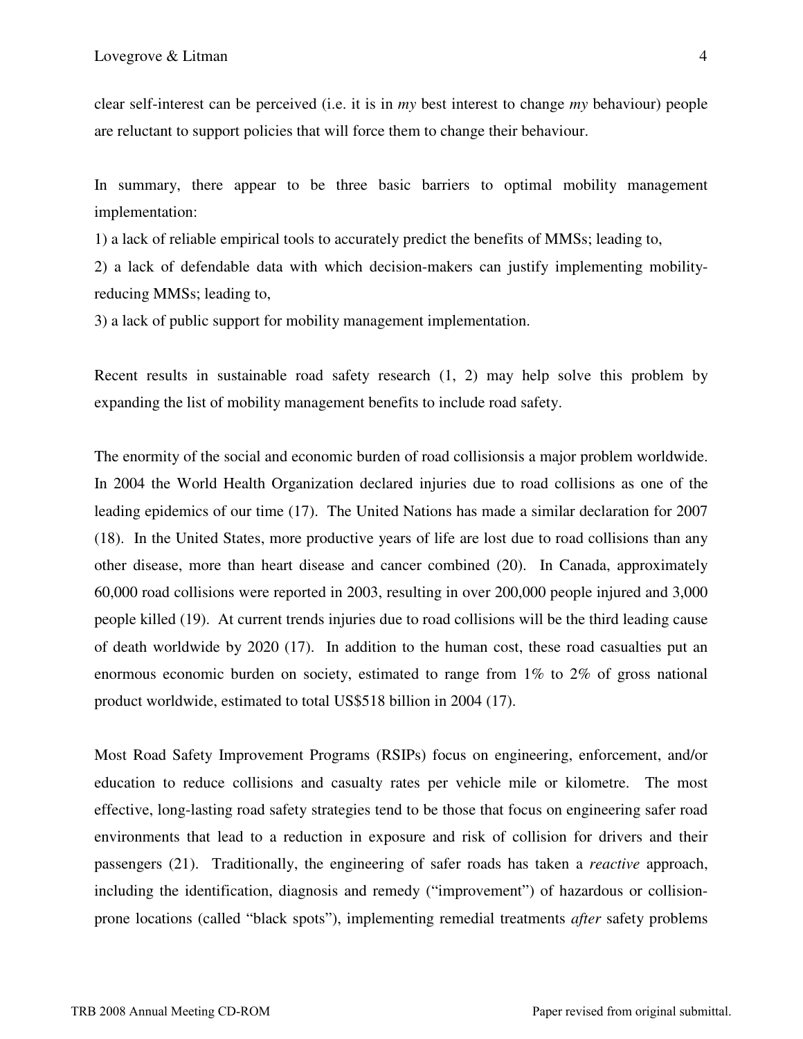clear self-interest can be perceived (i.e. it is in *my* best interest to change *my* behaviour) people are reluctant to support policies that will force them to change their behaviour.

In summary, there appear to be three basic barriers to optimal mobility management implementation:

1) a lack of reliable empirical tools to accurately predict the benefits of MMSs; leading to,

2) a lack of defendable data with which decision-makers can justify implementing mobility-reducing MMSs; leading to,

3) a lack of public support for mobility management implementation.

Recent results in sustainable road safety research (1, 2) may help solve this problem by expanding the list of mobility management benefits to include road safety.

The enormity of the social and economic burden of road collisionsis a major problem worldwide. In 2004 the World Health Organization declared injuries due to road collisions as one of the leading epidemics of our time (17). The United Nations has made a similar declaration for 2007 (18). In the United States, more productive years of life are lost due to road collisions than any other disease, more than heart disease and cancer combined (20). In Canada, approximately 60,000 road collisions were reported in 2003, resulting in over 200,000 people injured and 3,000 people killed (19). At current trends injuries due to road collisions will be the third leading cause of death worldwide by 2020 (17). In addition to the human cost, these road casualties put an enormous economic burden on society, estimated to range from 1% to 2% of gross national product worldwide, estimated to total US$518 billion in 2004 (17).

Most Road Safety Improvement Programs (RSIPs) focus on engineering, enforcement, and/or education to reduce collisions and casualty rates per vehicle mile or kilometre. The most effective, long-lasting road safety strategies tend to be those that focus on engineering safer road environments that lead to a reduction in exposure and risk of collision for drivers and their passengers (21). Traditionally, the engineering of safer roads has taken a *reactive* approach, including the identification, diagnosis and remedy ("improvement") of hazardous or collision-prone locations (called "black spots"), implementing remedial treatments *after* safety problems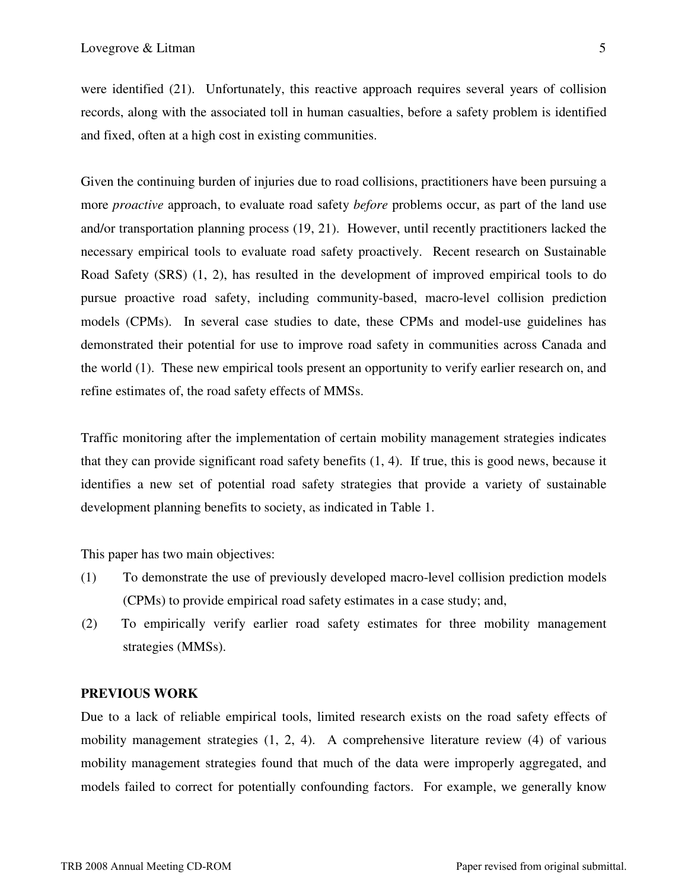were identified (21). Unfortunately, this reactive approach requires several years of collision records, along with the associated toll in human casualties, before a safety problem is identified and fixed, often at a high cost in existing communities.

Given the continuing burden of injuries due to road collisions, practitioners have been pursuing a more *proactive* approach, to evaluate road safety *before* problems occur, as part of the land use and/or transportation planning process (19, 21). However, until recently practitioners lacked the necessary empirical tools to evaluate road safety proactively. Recent research on Sustainable Road Safety (SRS) (1, 2), has resulted in the development of improved empirical tools to do pursue proactive road safety, including community-based, macro-level collision prediction models (CPMs). In several case studies to date, these CPMs and model-use guidelines has demonstrated their potential for use to improve road safety in communities across Canada and the world (1). These new empirical tools present an opportunity to verify earlier research on, and refine estimates of, the road safety effects of MMSs.

Traffic monitoring after the implementation of certain mobility management strategies indicates that they can provide significant road safety benefits (1, 4). If true, this is good news, because it identifies a new set of potential road safety strategies that provide a variety of sustainable development planning benefits to society, as indicated in Table 1.

This paper has two main objectives:

(1) To demonstrate the use of previously developed macro-level collision prediction models (CPMs) to provide empirical road safety estimates in a case study; and,

(2) To empirically verify earlier road safety estimates for three mobility management strategies (MMSs).

**PREVIOUS WORK**

Due to a lack of reliable empirical tools, limited research exists on the road safety effects of mobility management strategies (1, 2, 4). A comprehensive literature review (4) of various mobility management strategies found that much of the data were improperly aggregated, and models failed to correct for potentially confounding factors. For example, we generally know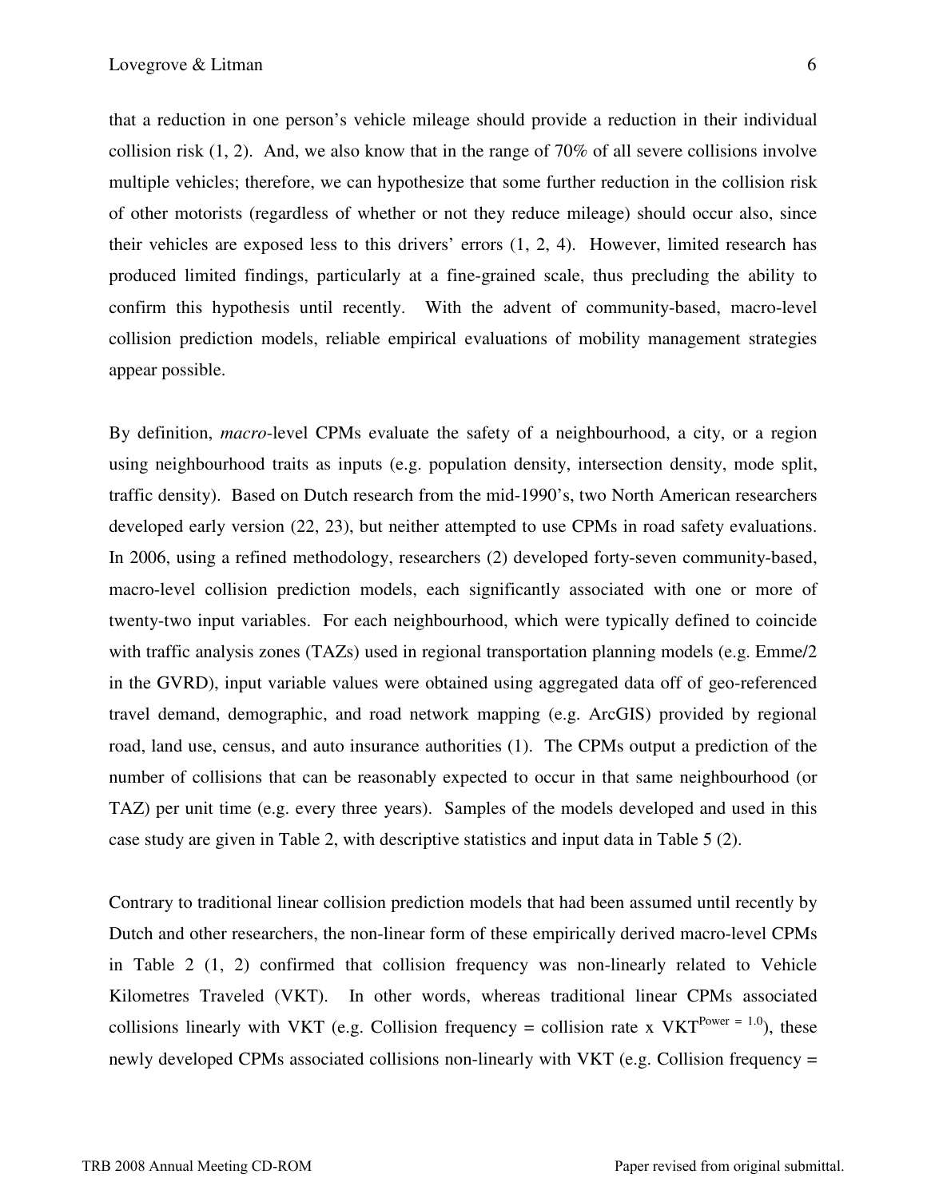that a reduction in one person's vehicle mileage should provide a reduction in their individual collision risk (1, 2). And, we also know that in the range of 70% of all severe collisions involve multiple vehicles; therefore, we can hypothesize that some further reduction in the collision risk of other motorists (regardless of whether or not they reduce mileage) should occur also, since their vehicles are exposed less to this drivers' errors (1, 2, 4). However, limited research has produced limited findings, particularly at a fine-grained scale, thus precluding the ability to confirm this hypothesis until recently. With the advent of community-based, macro-level collision prediction models, reliable empirical evaluations of mobility management strategies appear possible.

By definition, *macro*-level CPMs evaluate the safety of a neighbourhood, a city, or a region using neighbourhood traits as inputs (e.g. population density, intersection density, mode split, traffic density). Based on Dutch research from the mid-1990's, two North American researchers developed early version (22, 23), but neither attempted to use CPMs in road safety evaluations. In 2006, using a refined methodology, researchers (2) developed forty-seven community-based, macro-level collision prediction models, each significantly associated with one or more of twenty-two input variables. For each neighbourhood, which were typically defined to coincide with traffic analysis zones (TAZs) used in regional transportation planning models (e.g. Emme/2 in the GVRD), input variable values were obtained using aggregated data off of geo-referenced travel demand, demographic, and road network mapping (e.g. ArcGIS) provided by regional road, land use, census, and auto insurance authorities (1). The CPMs output a prediction of the number of collisions that can be reasonably expected to occur in that same neighbourhood (or TAZ) per unit time (e.g. every three years). Samples of the models developed and used in this case study are given in Table 2, with descriptive statistics and input data in Table 5 (2).

Contrary to traditional linear collision prediction models that had been assumed until recently by Dutch and other researchers, the non-linear form of these empirically derived macro-level CPMs in Table 2 (1, 2) confirmed that collision frequency was non-linearly related to Vehicle Kilometres Traveled (VKT). In other words, whereas traditional linear CPMs associated collisions linearly with VKT (e.g. Collision frequency = collision rate x $VKT^{Power\ =\ 1.0}$), these newly developed CPMs associated collisions non-linearly with VKT (e.g. Collision frequency =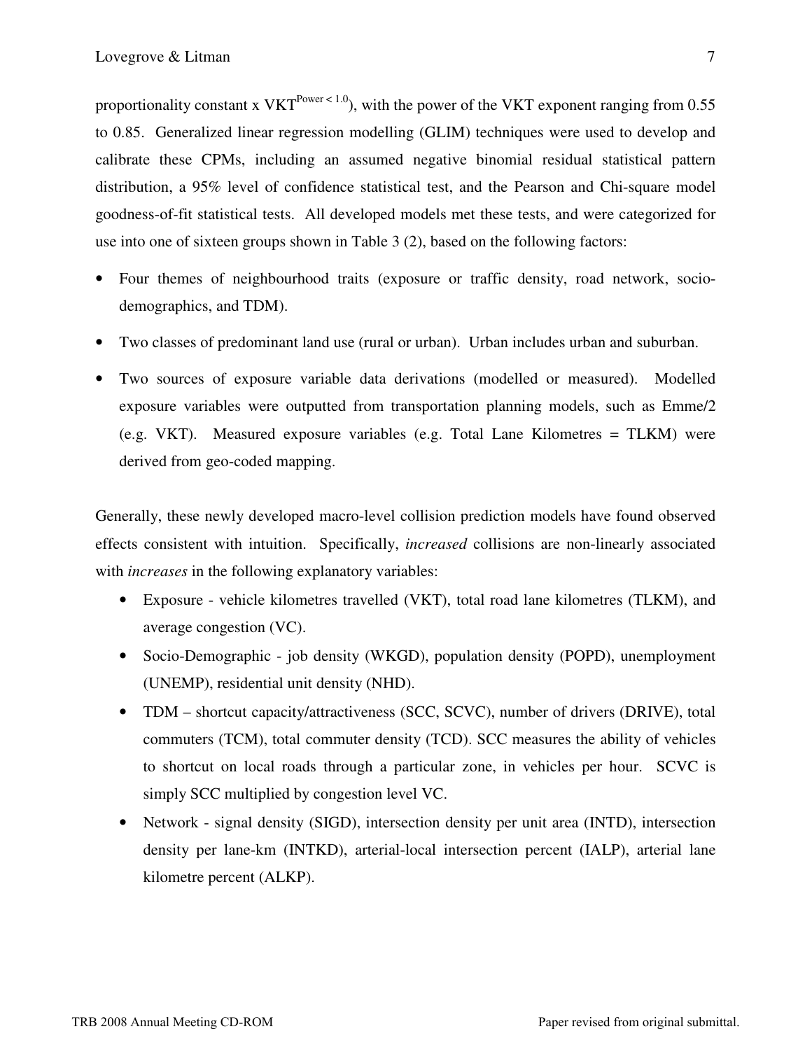proportionality constant x $VKT^{Power < 1.0}$), with the power of the VKT exponent ranging from 0.55 to 0.85. Generalized linear regression modelling (GLIM) techniques were used to develop and calibrate these CPMs, including an assumed negative binomial residual statistical pattern distribution, a 95% level of confidence statistical test, and the Pearson and Chi-square model goodness-of-fit statistical tests. All developed models met these tests, and were categorized for use into one of sixteen groups shown in Table 3 (2), based on the following factors:

- Four themes of neighbourhood traits (exposure or traffic density, road network, socio-demographics, and TDM).
- Two classes of predominant land use (rural or urban). Urban includes urban and suburban.
- Two sources of exposure variable data derivations (modelled or measured). Modelled exposure variables were outputted from transportation planning models, such as Emme/2 (e.g. VKT). Measured exposure variables (e.g. Total Lane Kilometres = TLKM) were derived from geo-coded mapping.

Generally, these newly developed macro-level collision prediction models have found observed effects consistent with intuition. Specifically, *increased* collisions are non-linearly associated with *increases* in the following explanatory variables:

- Exposure - vehicle kilometres travelled (VKT), total road lane kilometres (TLKM), and average congestion (VC).
- Socio-Demographic - job density (WKGD), population density (POPD), unemployment (UNEMP), residential unit density (NHD).
- TDM – shortcut capacity/attractiveness (SCC, SCVC), number of drivers (DRIVE), total commuters (TCM), total commuter density (TCD). SCC measures the ability of vehicles to shortcut on local roads through a particular zone, in vehicles per hour. SCVC is simply SCC multiplied by congestion level VC.
- Network - signal density (SIGD), intersection density per unit area (INTD), intersection density per lane-km (INTKD), arterial-local intersection percent (IALP), arterial lane kilometre percent (ALKP).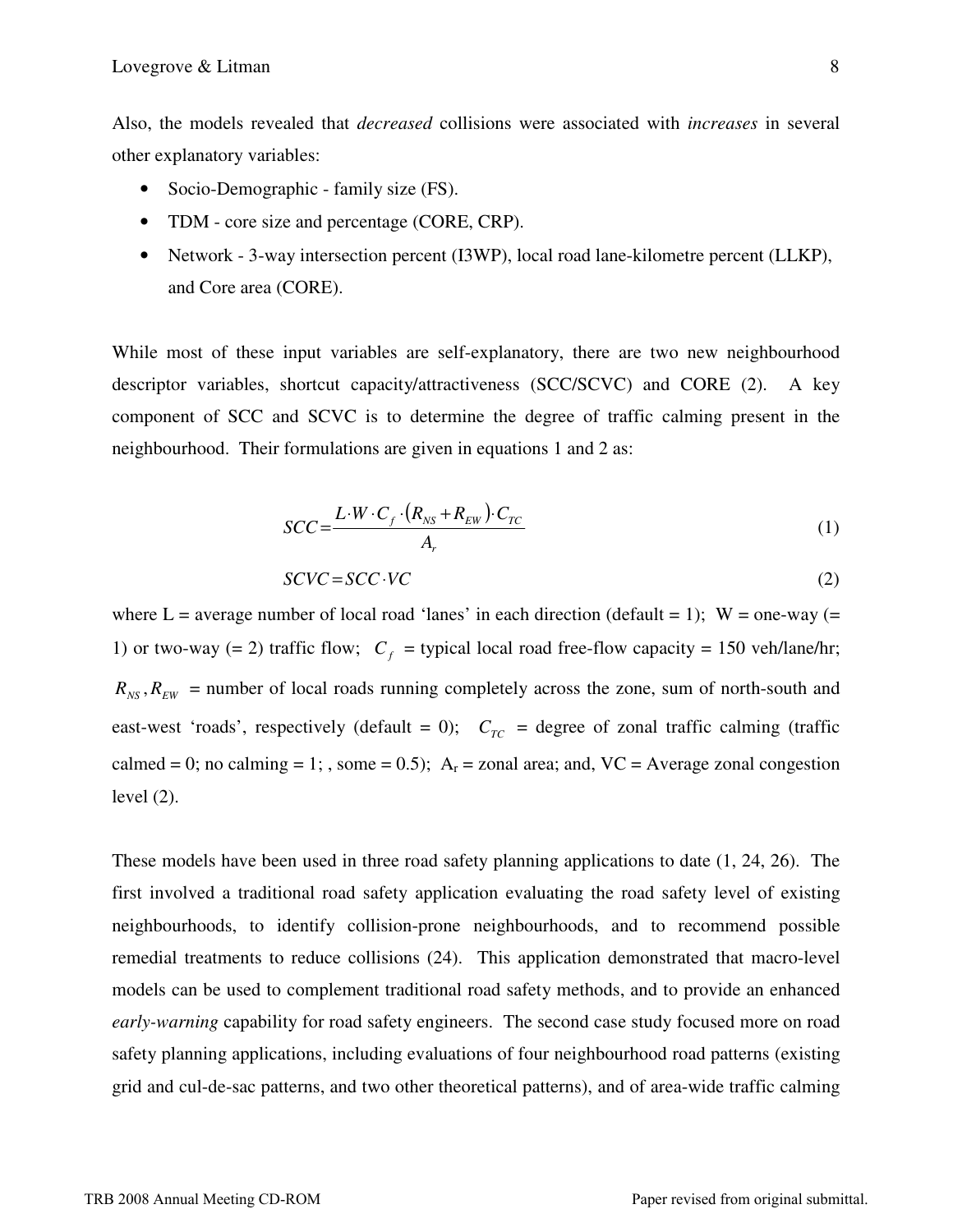Also, the models revealed that *decreased* collisions were associated with *increases* in several other explanatory variables:

- Socio-Demographic - family size (FS).
- TDM - core size and percentage (CORE, CRP).
- Network - 3-way intersection percent (I3WP), local road lane-kilometre percent (LLKP), and Core area (CORE).

While most of these input variables are self-explanatory, there are two new neighbourhood descriptor variables, shortcut capacity/attractiveness (SCC/SCVC) and CORE (2). A key component of SCC and SCVC is to determine the degree of traffic calming present in the neighbourhood. Their formulations are given in equations 1 and 2 as:

$$SCC = \frac{L \cdot W \cdot C_f \cdot (R_{NS} + R_{EW}) \cdot C_{TC}}{A_r} \tag{1}$$

$$SCVC = SCC \cdot VC \tag{2}$$

where L = average number of local road 'lanes' in each direction (default = 1); W = one-way (= 1) or two-way (= 2) traffic flow; $C_f$ = typical local road free-flow capacity = 150 veh/lane/hr; $R_{NS}, R_{EW}$ = number of local roads running completely across the zone, sum of north-south and east-west 'roads', respectively (default = 0); $C_{TC}$ = degree of zonal traffic calming (traffic calmed = 0; no calming = 1; , some = 0.5); $A_r$ = zonal area; and, VC = Average zonal congestion level (2).

These models have been used in three road safety planning applications to date (1, 24, 26). The first involved a traditional road safety application evaluating the road safety level of existing neighbourhoods, to identify collision-prone neighbourhoods, and to recommend possible remedial treatments to reduce collisions (24). This application demonstrated that macro-level models can be used to complement traditional road safety methods, and to provide an enhanced *early-warning* capability for road safety engineers. The second case study focused more on road safety planning applications, including evaluations of four neighbourhood road patterns (existing grid and cul-de-sac patterns, and two other theoretical patterns), and of area-wide traffic calming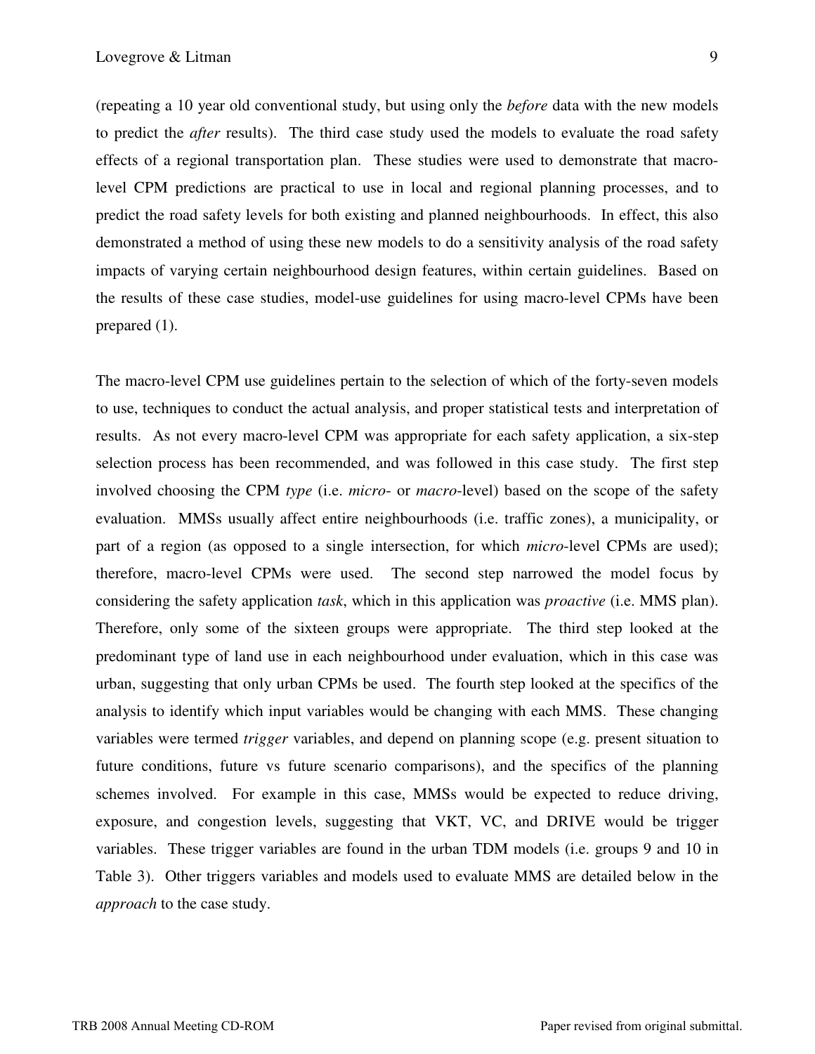(repeating a 10 year old conventional study, but using only the *before* data with the new models to predict the *after* results). The third case study used the models to evaluate the road safety effects of a regional transportation plan. These studies were used to demonstrate that macro-level CPM predictions are practical to use in local and regional planning processes, and to predict the road safety levels for both existing and planned neighbourhoods. In effect, this also demonstrated a method of using these new models to do a sensitivity analysis of the road safety impacts of varying certain neighbourhood design features, within certain guidelines. Based on the results of these case studies, model-use guidelines for using macro-level CPMs have been prepared (1).

The macro-level CPM use guidelines pertain to the selection of which of the forty-seven models to use, techniques to conduct the actual analysis, and proper statistical tests and interpretation of results. As not every macro-level CPM was appropriate for each safety application, a six-step selection process has been recommended, and was followed in this case study. The first step involved choosing the CPM *type* (i.e. *micro-* or *macro*-level) based on the scope of the safety evaluation. MMSs usually affect entire neighbourhoods (i.e. traffic zones), a municipality, or part of a region (as opposed to a single intersection, for which *micro*-level CPMs are used); therefore, macro-level CPMs were used. The second step narrowed the model focus by considering the safety application *task*, which in this application was *proactive* (i.e. MMS plan). Therefore, only some of the sixteen groups were appropriate. The third step looked at the predominant type of land use in each neighbourhood under evaluation, which in this case was urban, suggesting that only urban CPMs be used. The fourth step looked at the specifics of the analysis to identify which input variables would be changing with each MMS. These changing variables were termed *trigger* variables, and depend on planning scope (e.g. present situation to future conditions, future vs future scenario comparisons), and the specifics of the planning schemes involved. For example in this case, MMSs would be expected to reduce driving, exposure, and congestion levels, suggesting that VKT, VC, and DRIVE would be trigger variables. These trigger variables are found in the urban TDM models (i.e. groups 9 and 10 in Table 3). Other triggers variables and models used to evaluate MMS are detailed below in the *approach* to the case study.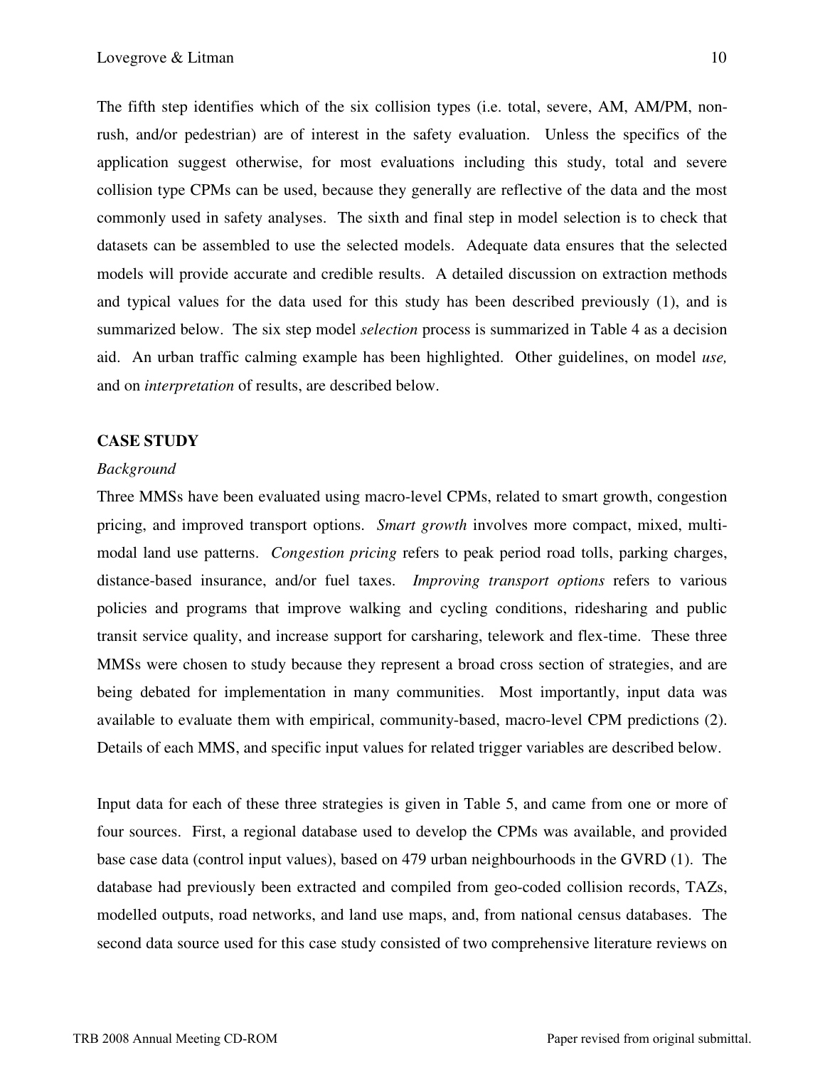The fifth step identifies which of the six collision types (i.e. total, severe, AM, AM/PM, non-rush, and/or pedestrian) are of interest in the safety evaluation. Unless the specifics of the application suggest otherwise, for most evaluations including this study, total and severe collision type CPMs can be used, because they generally are reflective of the data and the most commonly used in safety analyses. The sixth and final step in model selection is to check that datasets can be assembled to use the selected models. Adequate data ensures that the selected models will provide accurate and credible results. A detailed discussion on extraction methods and typical values for the data used for this study has been described previously (1), and is summarized below. The six step model *selection* process is summarized in Table 4 as a decision aid. An urban traffic calming example has been highlighted. Other guidelines, on model *use,* and on *interpretation* of results, are described below.

**CASE STUDY**

*Background*

Three MMSs have been evaluated using macro-level CPMs, related to smart growth, congestion pricing, and improved transport options. *Smart growth* involves more compact, mixed, multi-modal land use patterns. *Congestion pricing* refers to peak period road tolls, parking charges, distance-based insurance, and/or fuel taxes. *Improving transport options* refers to various policies and programs that improve walking and cycling conditions, ridesharing and public transit service quality, and increase support for carsharing, telework and flex-time. These three MMSs were chosen to study because they represent a broad cross section of strategies, and are being debated for implementation in many communities. Most importantly, input data was available to evaluate them with empirical, community-based, macro-level CPM predictions (2). Details of each MMS, and specific input values for related trigger variables are described below.

Input data for each of these three strategies is given in Table 5, and came from one or more of four sources. First, a regional database used to develop the CPMs was available, and provided base case data (control input values), based on 479 urban neighbourhoods in the GVRD (1). The database had previously been extracted and compiled from geo-coded collision records, TAZs, modelled outputs, road networks, and land use maps, and, from national census databases. The second data source used for this case study consisted of two comprehensive literature reviews on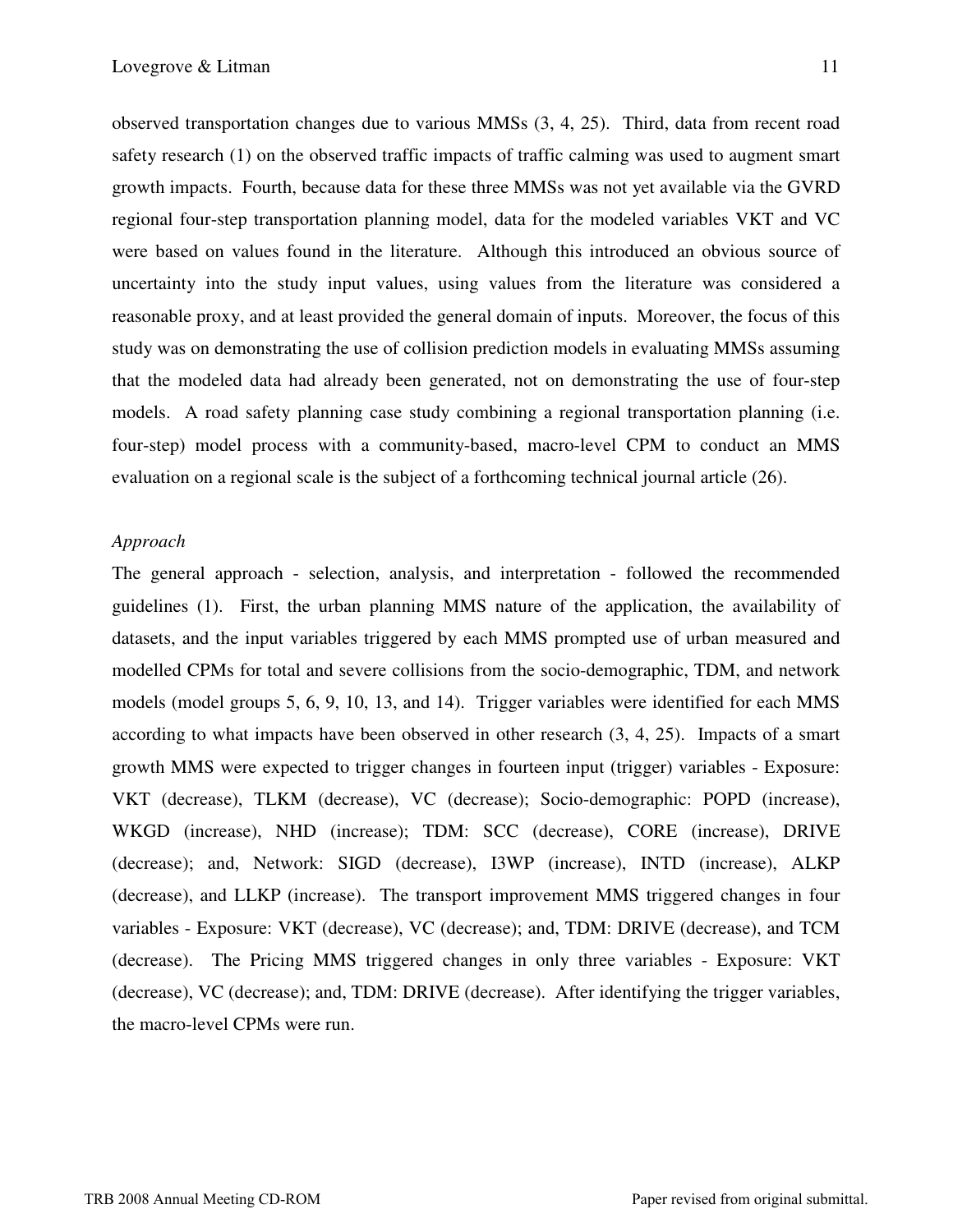observed transportation changes due to various MMSs (3, 4, 25). Third, data from recent road safety research (1) on the observed traffic impacts of traffic calming was used to augment smart growth impacts. Fourth, because data for these three MMSs was not yet available via the GVRD regional four-step transportation planning model, data for the modeled variables VKT and VC were based on values found in the literature. Although this introduced an obvious source of uncertainty into the study input values, using values from the literature was considered a reasonable proxy, and at least provided the general domain of inputs. Moreover, the focus of this study was on demonstrating the use of collision prediction models in evaluating MMSs assuming that the modeled data had already been generated, not on demonstrating the use of four-step models. A road safety planning case study combining a regional transportation planning (i.e. four-step) model process with a community-based, macro-level CPM to conduct an MMS evaluation on a regional scale is the subject of a forthcoming technical journal article (26).

*Approach*

The general approach - selection, analysis, and interpretation - followed the recommended guidelines (1). First, the urban planning MMS nature of the application, the availability of datasets, and the input variables triggered by each MMS prompted use of urban measured and modelled CPMs for total and severe collisions from the socio-demographic, TDM, and network models (model groups 5, 6, 9, 10, 13, and 14). Trigger variables were identified for each MMS according to what impacts have been observed in other research (3, 4, 25). Impacts of a smart growth MMS were expected to trigger changes in fourteen input (trigger) variables - Exposure: VKT (decrease), TLKM (decrease), VC (decrease); Socio-demographic: POPD (increase), WKGD (increase), NHD (increase); TDM: SCC (decrease), CORE (increase), DRIVE (decrease); and, Network: SIGD (decrease), I3WP (increase), INTD (increase), ALKP (decrease), and LLKP (increase). The transport improvement MMS triggered changes in four variables - Exposure: VKT (decrease), VC (decrease); and, TDM: DRIVE (decrease), and TCM (decrease). The Pricing MMS triggered changes in only three variables - Exposure: VKT (decrease), VC (decrease); and, TDM: DRIVE (decrease). After identifying the trigger variables, the macro-level CPMs were run.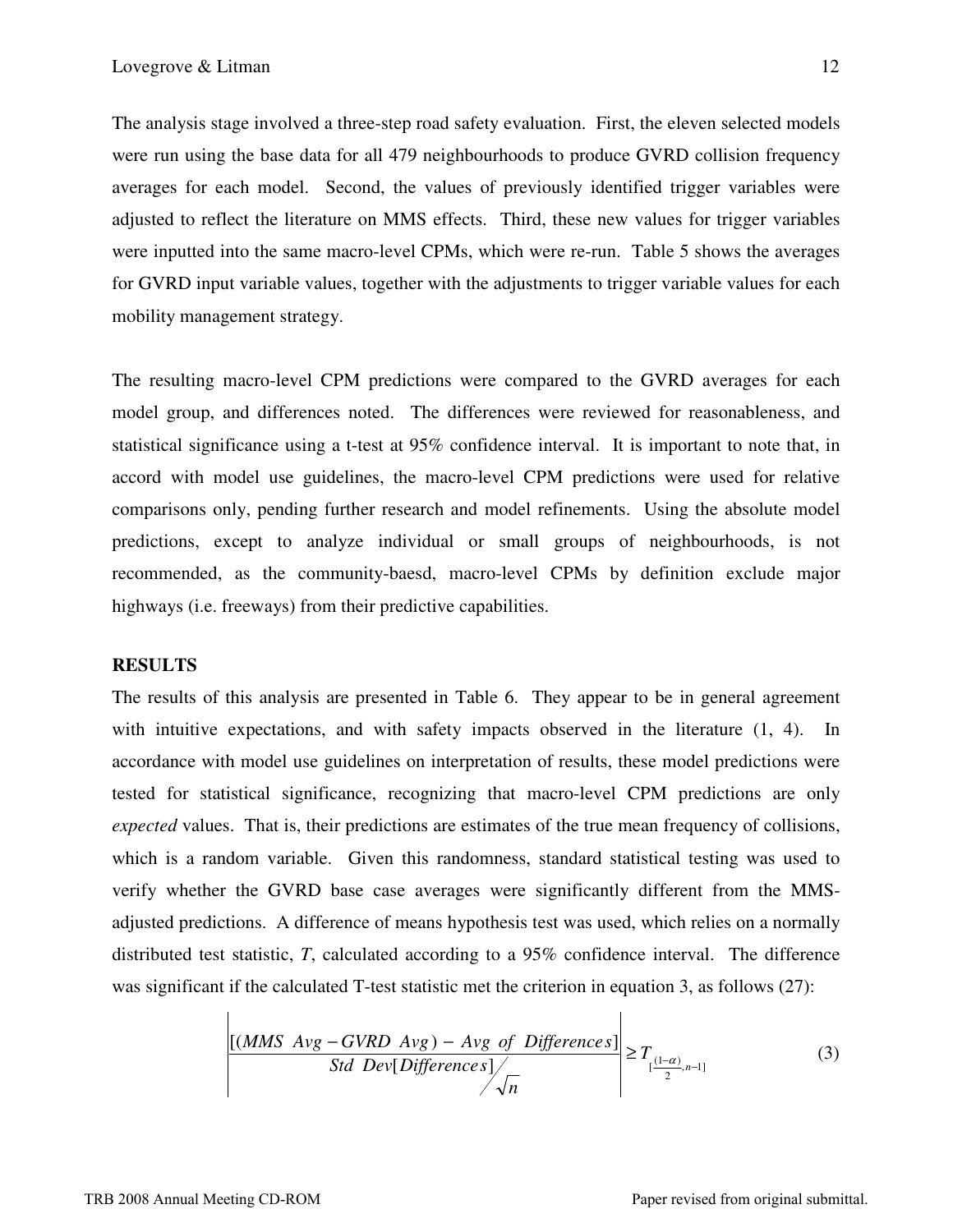The analysis stage involved a three-step road safety evaluation. First, the eleven selected models were run using the base data for all 479 neighbourhoods to produce GVRD collision frequency averages for each model. Second, the values of previously identified trigger variables were adjusted to reflect the literature on MMS effects. Third, these new values for trigger variables were inputted into the same macro-level CPMs, which were re-run. Table 5 shows the averages for GVRD input variable values, together with the adjustments to trigger variable values for each mobility management strategy.

The resulting macro-level CPM predictions were compared to the GVRD averages for each model group, and differences noted. The differences were reviewed for reasonableness, and statistical significance using a t-test at 95% confidence interval. It is important to note that, in accord with model use guidelines, the macro-level CPM predictions were used for relative comparisons only, pending further research and model refinements. Using the absolute model predictions, except to analyze individual or small groups of neighbourhoods, is not recommended, as the community-baesd, macro-level CPMs by definition exclude major highways (i.e. freeways) from their predictive capabilities.

**RESULTS**

The results of this analysis are presented in Table 6. They appear to be in general agreement with intuitive expectations, and with safety impacts observed in the literature (1, 4). In accordance with model use guidelines on interpretation of results, these model predictions were tested for statistical significance, recognizing that macro-level CPM predictions are only *expected* values. That is, their predictions are estimates of the true mean frequency of collisions, which is a random variable. Given this randomness, standard statistical testing was used to verify whether the GVRD base case averages were significantly different from the MMS-adjusted predictions. A difference of means hypothesis test was used, which relies on a normally distributed test statistic, *T*, calculated according to a 95% confidence interval. The difference was significant if the calculated T-test statistic met the criterion in equation 3, as follows (27):

$$\left| \frac{[(MMS\ Avg - GVRD\ Avg) - Avg\ of\ Differences]}{Std\ Dev[Differences] / \sqrt{n}} \right| \geq T_{[\frac{(1-\alpha)}{2}, n-1]} \tag{3}$$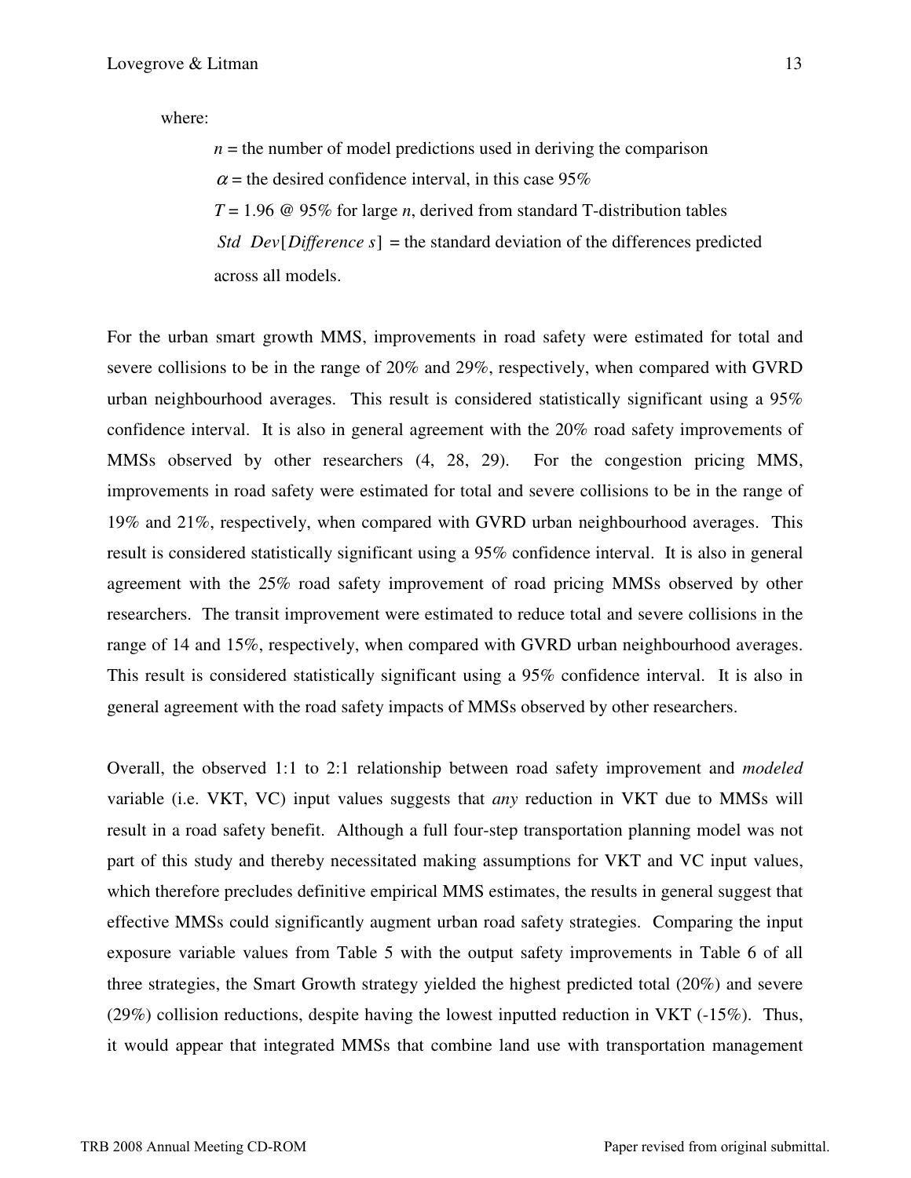where:

$n$ = the number of model predictions used in deriving the comparison

$\alpha$ = the desired confidence interval, in this case 95%

$T$ = 1.96 @ 95% for large $n$, derived from standard T-distribution tables

$Std\ \ Dev[Difference\ s]$ = the standard deviation of the differences predicted across all models.

For the urban smart growth MMS, improvements in road safety were estimated for total and severe collisions to be in the range of 20% and 29%, respectively, when compared with GVRD urban neighbourhood averages. This result is considered statistically significant using a 95% confidence interval. It is also in general agreement with the 20% road safety improvements of MMSs observed by other researchers (4, 28, 29). For the congestion pricing MMS, improvements in road safety were estimated for total and severe collisions to be in the range of 19% and 21%, respectively, when compared with GVRD urban neighbourhood averages. This result is considered statistically significant using a 95% confidence interval. It is also in general agreement with the 25% road safety improvement of road pricing MMSs observed by other researchers. The transit improvement were estimated to reduce total and severe collisions in the range of 14 and 15%, respectively, when compared with GVRD urban neighbourhood averages. This result is considered statistically significant using a 95% confidence interval. It is also in general agreement with the road safety impacts of MMSs observed by other researchers.

Overall, the observed 1:1 to 2:1 relationship between road safety improvement and *modeled* variable (i.e. VKT, VC) input values suggests that *any* reduction in VKT due to MMSs will result in a road safety benefit. Although a full four-step transportation planning model was not part of this study and thereby necessitated making assumptions for VKT and VC input values, which therefore precludes definitive empirical MMS estimates, the results in general suggest that effective MMSs could significantly augment urban road safety strategies. Comparing the input exposure variable values from Table 5 with the output safety improvements in Table 6 of all three strategies, the Smart Growth strategy yielded the highest predicted total (20%) and severe (29%) collision reductions, despite having the lowest inputted reduction in VKT (-15%). Thus, it would appear that integrated MMSs that combine land use with transportation management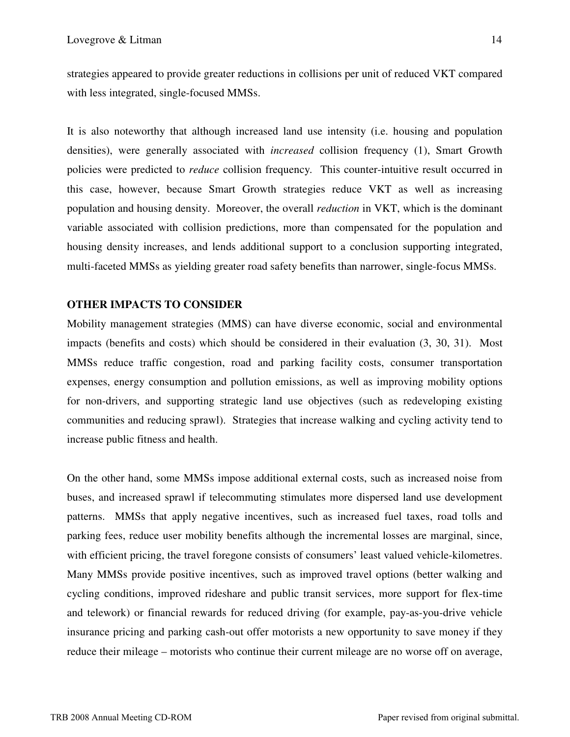strategies appeared to provide greater reductions in collisions per unit of reduced VKT compared with less integrated, single-focused MMSs.

It is also noteworthy that although increased land use intensity (i.e. housing and population densities), were generally associated with *increased* collision frequency (1), Smart Growth policies were predicted to *reduce* collision frequency. This counter-intuitive result occurred in this case, however, because Smart Growth strategies reduce VKT as well as increasing population and housing density. Moreover, the overall *reduction* in VKT, which is the dominant variable associated with collision predictions, more than compensated for the population and housing density increases, and lends additional support to a conclusion supporting integrated, multi-faceted MMSs as yielding greater road safety benefits than narrower, single-focus MMSs.

## OTHER IMPACTS TO CONSIDER

Mobility management strategies (MMS) can have diverse economic, social and environmental impacts (benefits and costs) which should be considered in their evaluation (3, 30, 31). Most MMSs reduce traffic congestion, road and parking facility costs, consumer transportation expenses, energy consumption and pollution emissions, as well as improving mobility options for non-drivers, and supporting strategic land use objectives (such as redeveloping existing communities and reducing sprawl). Strategies that increase walking and cycling activity tend to increase public fitness and health.

On the other hand, some MMSs impose additional external costs, such as increased noise from buses, and increased sprawl if telecommuting stimulates more dispersed land use development patterns. MMSs that apply negative incentives, such as increased fuel taxes, road tolls and parking fees, reduce user mobility benefits although the incremental losses are marginal, since, with efficient pricing, the travel foregone consists of consumers' least valued vehicle-kilometres. Many MMSs provide positive incentives, such as improved travel options (better walking and cycling conditions, improved rideshare and public transit services, more support for flex-time and telework) or financial rewards for reduced driving (for example, pay-as-you-drive vehicle insurance pricing and parking cash-out offer motorists a new opportunity to save money if they reduce their mileage – motorists who continue their current mileage are no worse off on average,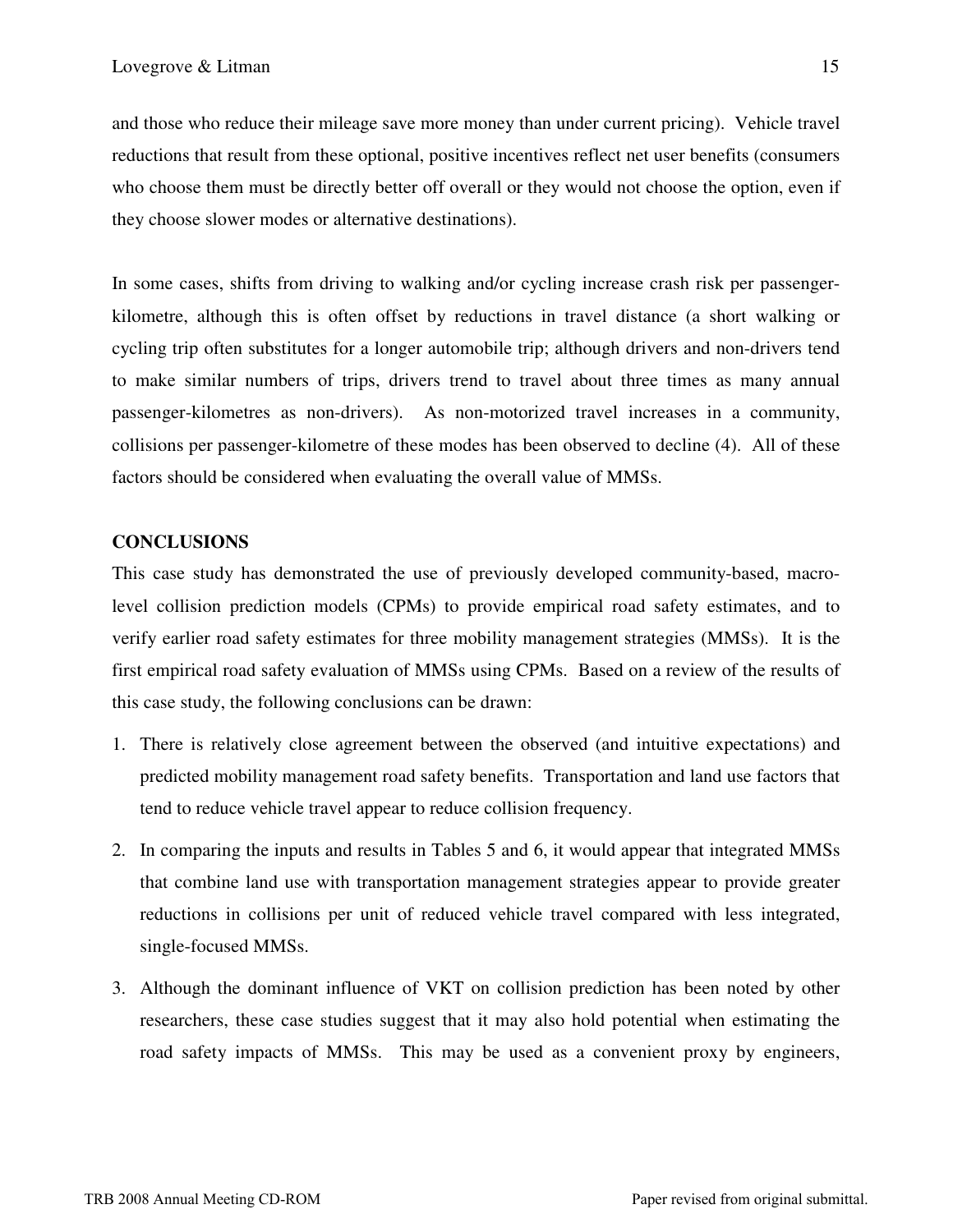and those who reduce their mileage save more money than under current pricing). Vehicle travel reductions that result from these optional, positive incentives reflect net user benefits (consumers who choose them must be directly better off overall or they would not choose the option, even if they choose slower modes or alternative destinations).

In some cases, shifts from driving to walking and/or cycling increase crash risk per passenger-kilometre, although this is often offset by reductions in travel distance (a short walking or cycling trip often substitutes for a longer automobile trip; although drivers and non-drivers tend to make similar numbers of trips, drivers trend to travel about three times as many annual passenger-kilometres as non-drivers). As non-motorized travel increases in a community, collisions per passenger-kilometre of these modes has been observed to decline (4). All of these factors should be considered when evaluating the overall value of MMSs.

## CONCLUSIONS

This case study has demonstrated the use of previously developed community-based, macro-level collision prediction models (CPMs) to provide empirical road safety estimates, and to verify earlier road safety estimates for three mobility management strategies (MMSs). It is the first empirical road safety evaluation of MMSs using CPMs. Based on a review of the results of this case study, the following conclusions can be drawn:

1. There is relatively close agreement between the observed (and intuitive expectations) and predicted mobility management road safety benefits. Transportation and land use factors that tend to reduce vehicle travel appear to reduce collision frequency.
2. In comparing the inputs and results in Tables 5 and 6, it would appear that integrated MMSs that combine land use with transportation management strategies appear to provide greater reductions in collisions per unit of reduced vehicle travel compared with less integrated, single-focused MMSs.
3. Although the dominant influence of VKT on collision prediction has been noted by other researchers, these case studies suggest that it may also hold potential when estimating the road safety impacts of MMSs. This may be used as a convenient proxy by engineers,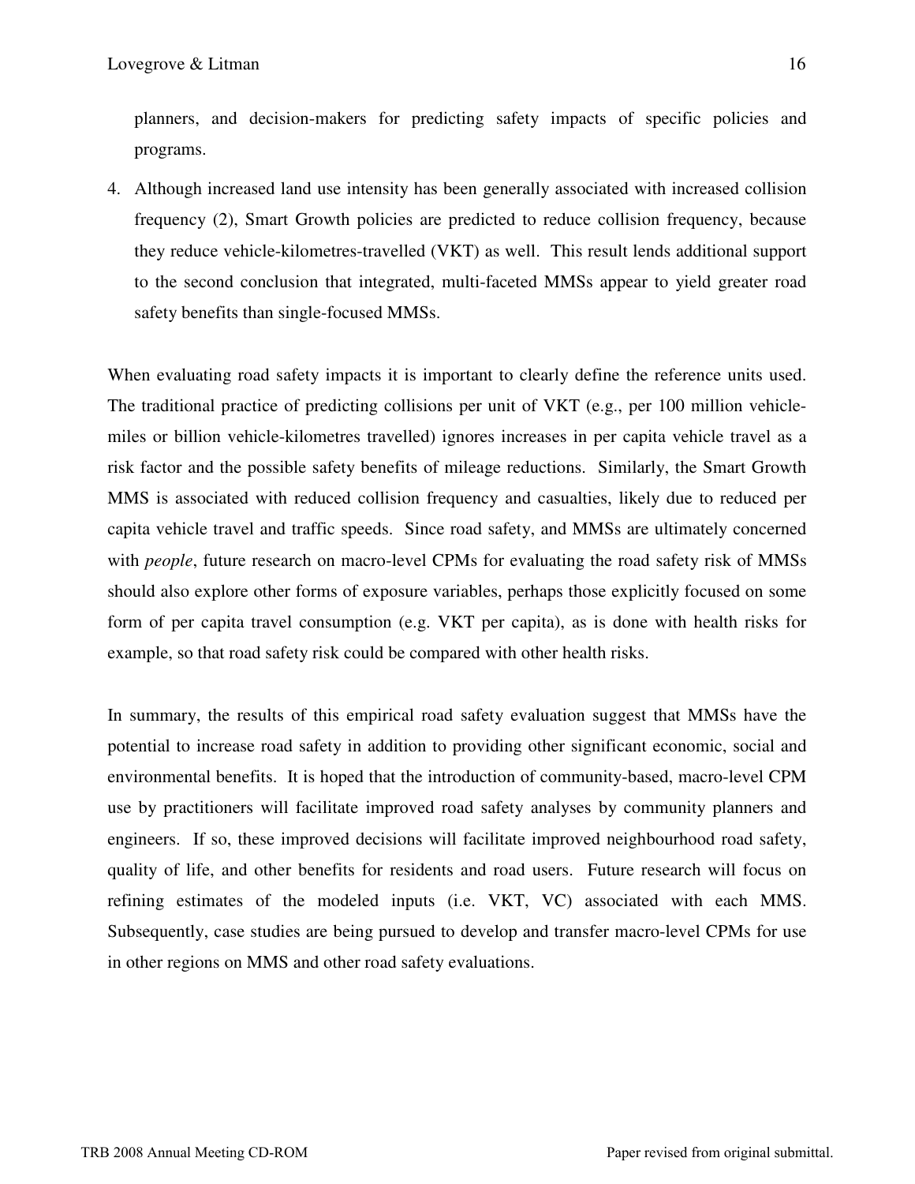planners, and decision-makers for predicting safety impacts of specific policies and programs.

4. Although increased land use intensity has been generally associated with increased collision frequency (2), Smart Growth policies are predicted to reduce collision frequency, because they reduce vehicle-kilometres-travelled (VKT) as well. This result lends additional support to the second conclusion that integrated, multi-faceted MMSs appear to yield greater road safety benefits than single-focused MMSs.

When evaluating road safety impacts it is important to clearly define the reference units used. The traditional practice of predicting collisions per unit of VKT (e.g., per 100 million vehicle-miles or billion vehicle-kilometres travelled) ignores increases in per capita vehicle travel as a risk factor and the possible safety benefits of mileage reductions. Similarly, the Smart Growth MMS is associated with reduced collision frequency and casualties, likely due to reduced per capita vehicle travel and traffic speeds. Since road safety, and MMSs are ultimately concerned with *people*, future research on macro-level CPMs for evaluating the road safety risk of MMSs should also explore other forms of exposure variables, perhaps those explicitly focused on some form of per capita travel consumption (e.g. VKT per capita), as is done with health risks for example, so that road safety risk could be compared with other health risks.

In summary, the results of this empirical road safety evaluation suggest that MMSs have the potential to increase road safety in addition to providing other significant economic, social and environmental benefits. It is hoped that the introduction of community-based, macro-level CPM use by practitioners will facilitate improved road safety analyses by community planners and engineers. If so, these improved decisions will facilitate improved neighbourhood road safety, quality of life, and other benefits for residents and road users. Future research will focus on refining estimates of the modeled inputs (i.e. VKT, VC) associated with each MMS. Subsequently, case studies are being pursued to develop and transfer macro-level CPMs for use in other regions on MMS and other road safety evaluations.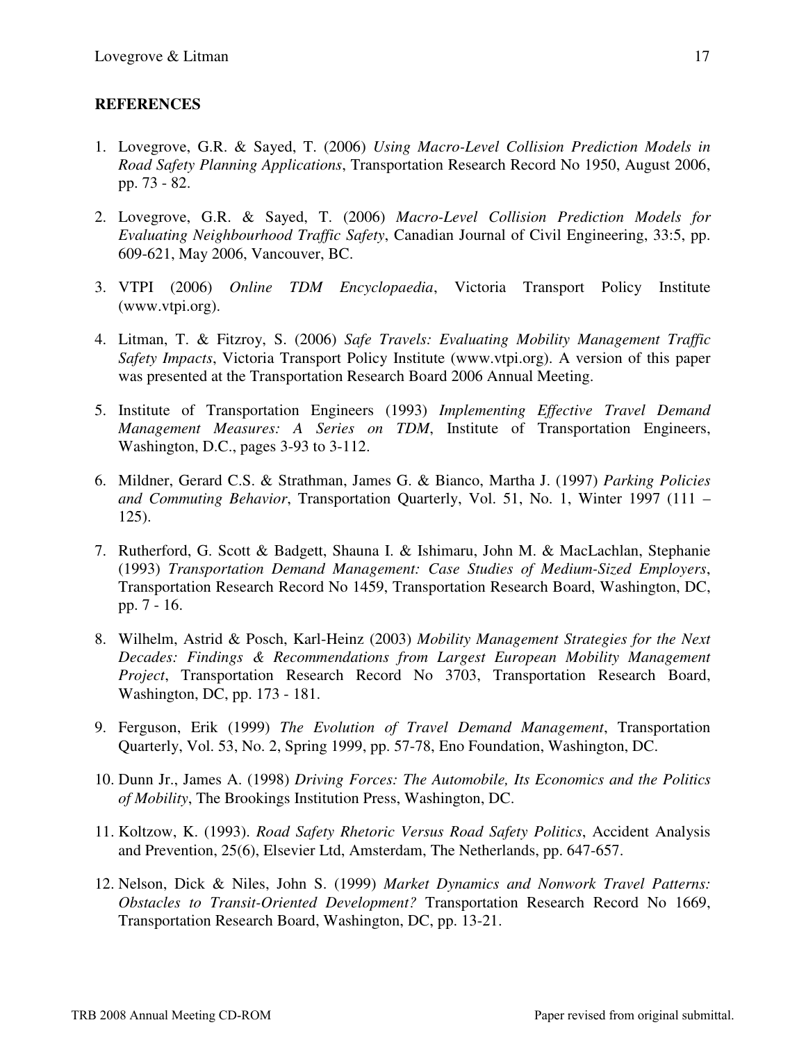## REFERENCES

1. Lovegrove, G.R. & Sayed, T. (2006) *Using Macro-Level Collision Prediction Models in Road Safety Planning Applications*, Transportation Research Record No 1950, August 2006, pp. 73 - 82.

2. Lovegrove, G.R. & Sayed, T. (2006) *Macro-Level Collision Prediction Models for Evaluating Neighbourhood Traffic Safety*, Canadian Journal of Civil Engineering, 33:5, pp. 609-621, May 2006, Vancouver, BC.

3. VTPI (2006) *Online TDM Encyclopaedia*, Victoria Transport Policy Institute (www.vtpi.org).

4. Litman, T. & Fitzroy, S. (2006) *Safe Travels: Evaluating Mobility Management Traffic Safety Impacts*, Victoria Transport Policy Institute (www.vtpi.org). A version of this paper was presented at the Transportation Research Board 2006 Annual Meeting.

5. Institute of Transportation Engineers (1993) *Implementing Effective Travel Demand Management Measures: A Series on TDM*, Institute of Transportation Engineers, Washington, D.C., pages 3-93 to 3-112.

6. Mildner, Gerard C.S. & Strathman, James G. & Bianco, Martha J. (1997) *Parking Policies and Commuting Behavior*, Transportation Quarterly, Vol. 51, No. 1, Winter 1997 (111 – 125).

7. Rutherford, G. Scott & Badgett, Shauna I. & Ishimaru, John M. & MacLachlan, Stephanie (1993) *Transportation Demand Management: Case Studies of Medium-Sized Employers*, Transportation Research Record No 1459, Transportation Research Board, Washington, DC, pp. 7 - 16.

8. Wilhelm, Astrid & Posch, Karl-Heinz (2003) *Mobility Management Strategies for the Next Decades: Findings & Recommendations from Largest European Mobility Management Project*, Transportation Research Record No 3703, Transportation Research Board, Washington, DC, pp. 173 - 181.

9. Ferguson, Erik (1999) *The Evolution of Travel Demand Management*, Transportation Quarterly, Vol. 53, No. 2, Spring 1999, pp. 57-78, Eno Foundation, Washington, DC.

10. Dunn Jr., James A. (1998) *Driving Forces: The Automobile, Its Economics and the Politics of Mobility*, The Brookings Institution Press, Washington, DC.

11. Koltzow, K. (1993). *Road Safety Rhetoric Versus Road Safety Politics*, Accident Analysis and Prevention, 25(6), Elsevier Ltd, Amsterdam, The Netherlands, pp. 647-657.

12. Nelson, Dick & Niles, John S. (1999) *Market Dynamics and Nonwork Travel Patterns: Obstacles to Transit-Oriented Development?* Transportation Research Record No 1669, Transportation Research Board, Washington, DC, pp. 13-21.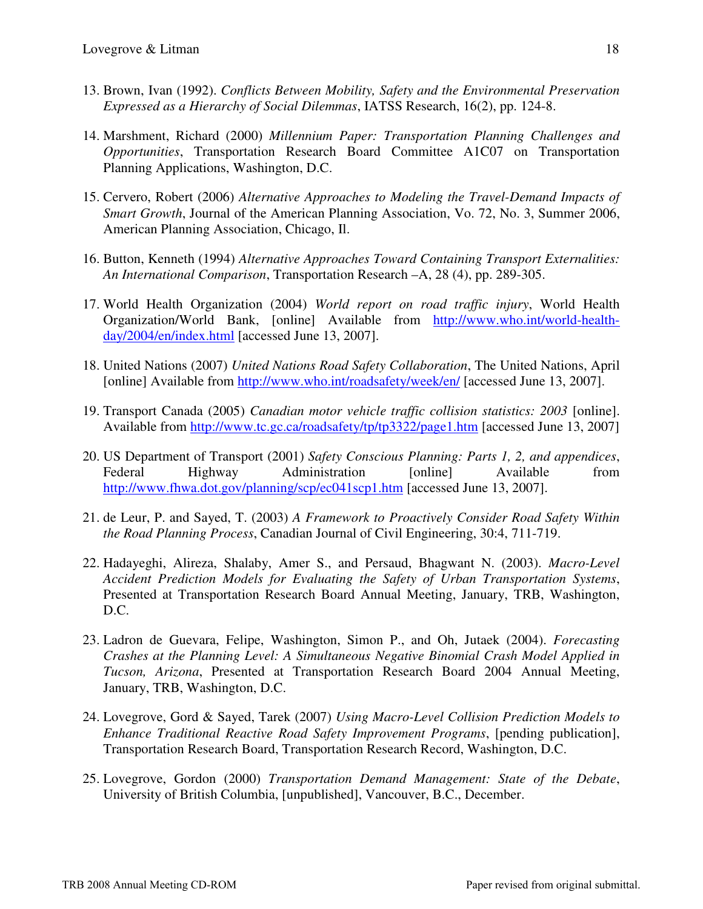13. Brown, Ivan (1992). *Conflicts Between Mobility, Safety and the Environmental Preservation Expressed as a Hierarchy of Social Dilemmas*, IATSS Research, 16(2), pp. 124-8.

14. Marshment, Richard (2000) *Millennium Paper: Transportation Planning Challenges and Opportunities*, Transportation Research Board Committee A1C07 on Transportation Planning Applications, Washington, D.C.

15. Cervero, Robert (2006) *Alternative Approaches to Modeling the Travel-Demand Impacts of Smart Growth*, Journal of the American Planning Association, Vo. 72, No. 3, Summer 2006, American Planning Association, Chicago, Il.

16. Button, Kenneth (1994) *Alternative Approaches Toward Containing Transport Externalities: An International Comparison*, Transportation Research –A, 28 (4), pp. 289-305.

17. World Health Organization (2004) *World report on road traffic injury*, World Health Organization/World Bank, [online] Available from http://www.who.int/world-health-day/2004/en/index.html [accessed June 13, 2007].

18. United Nations (2007) *United Nations Road Safety Collaboration*, The United Nations, April [online] Available from http://www.who.int/roadsafety/week/en/ [accessed June 13, 2007].

19. Transport Canada (2005) *Canadian motor vehicle traffic collision statistics: 2003* [online]. Available from http://www.tc.gc.ca/roadsafety/tp/tp3322/page1.htm [accessed June 13, 2007]

20. US Department of Transport (2001) *Safety Conscious Planning: Parts 1, 2, and appendices*, Federal Highway Administration [online] Available from http://www.fhwa.dot.gov/planning/scp/ec041scp1.htm [accessed June 13, 2007].

21. de Leur, P. and Sayed, T. (2003) *A Framework to Proactively Consider Road Safety Within the Road Planning Process*, Canadian Journal of Civil Engineering, 30:4, 711-719.

22. Hadayeghi, Alireza, Shalaby, Amer S., and Persaud, Bhagwant N. (2003). *Macro-Level Accident Prediction Models for Evaluating the Safety of Urban Transportation Systems*, Presented at Transportation Research Board Annual Meeting, January, TRB, Washington, D.C.

23. Ladron de Guevara, Felipe, Washington, Simon P., and Oh, Jutaek (2004). *Forecasting Crashes at the Planning Level: A Simultaneous Negative Binomial Crash Model Applied in Tucson, Arizona*, Presented at Transportation Research Board 2004 Annual Meeting, January, TRB, Washington, D.C.

24. Lovegrove, Gord & Sayed, Tarek (2007) *Using Macro-Level Collision Prediction Models to Enhance Traditional Reactive Road Safety Improvement Programs*, [pending publication], Transportation Research Board, Transportation Research Record, Washington, D.C.

25. Lovegrove, Gordon (2000) *Transportation Demand Management: State of the Debate*, University of British Columbia, [unpublished], Vancouver, B.C., December.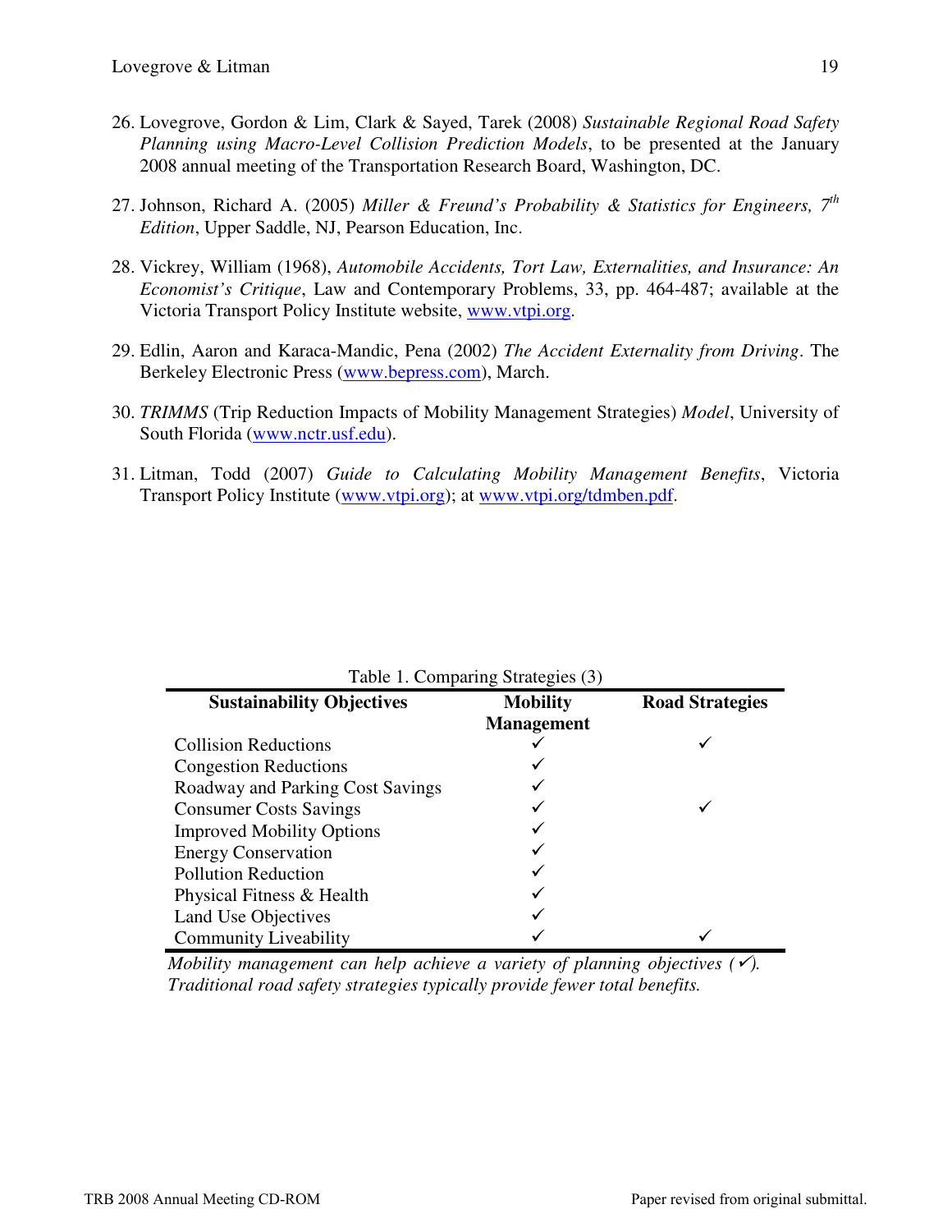26. Lovegrove, Gordon & Lim, Clark & Sayed, Tarek (2008) *Sustainable Regional Road Safety Planning using Macro-Level Collision Prediction Models*, to be presented at the January 2008 annual meeting of the Transportation Research Board, Washington, DC.

27. Johnson, Richard A. (2005) *Miller & Freund's Probability & Statistics for Engineers, 7th Edition*, Upper Saddle, NJ, Pearson Education, Inc.

28. Vickrey, William (1968), *Automobile Accidents, Tort Law, Externalities, and Insurance: An Economist's Critique*, Law and Contemporary Problems, 33, pp. 464-487; available at the Victoria Transport Policy Institute website, www.vtpi.org.

29. Edlin, Aaron and Karaca-Mandic, Pena (2002) *The Accident Externality from Driving*. The Berkeley Electronic Press (www.bepress.com), March.

30. *TRIMMS* (Trip Reduction Impacts of Mobility Management Strategies) *Model*, University of South Florida (www.nctr.usf.edu).

31. Litman, Todd (2007) *Guide to Calculating Mobility Management Benefits*, Victoria Transport Policy Institute (www.vtpi.org); at www.vtpi.org/tdmben.pdf.

Table 1. Comparing Strategies (3)

| Sustainability Objectives | Mobility Management | Road Strategies |
|---|---|---|
| Collision Reductions | ✓ | ✓ |
| Congestion Reductions | ✓ | |
| Roadway and Parking Cost Savings | ✓ | |
| Consumer Costs Savings | ✓ | ✓ |
| Improved Mobility Options | ✓ | |
| Energy Conservation | ✓ | |
| Pollution Reduction | ✓ | |
| Physical Fitness & Health | ✓ | |
| Land Use Objectives | ✓ | |
| Community Liveability | ✓ | ✓ |

*Mobility management can help achieve a variety of planning objectives (✓). Traditional road safety strategies typically provide fewer total benefits.*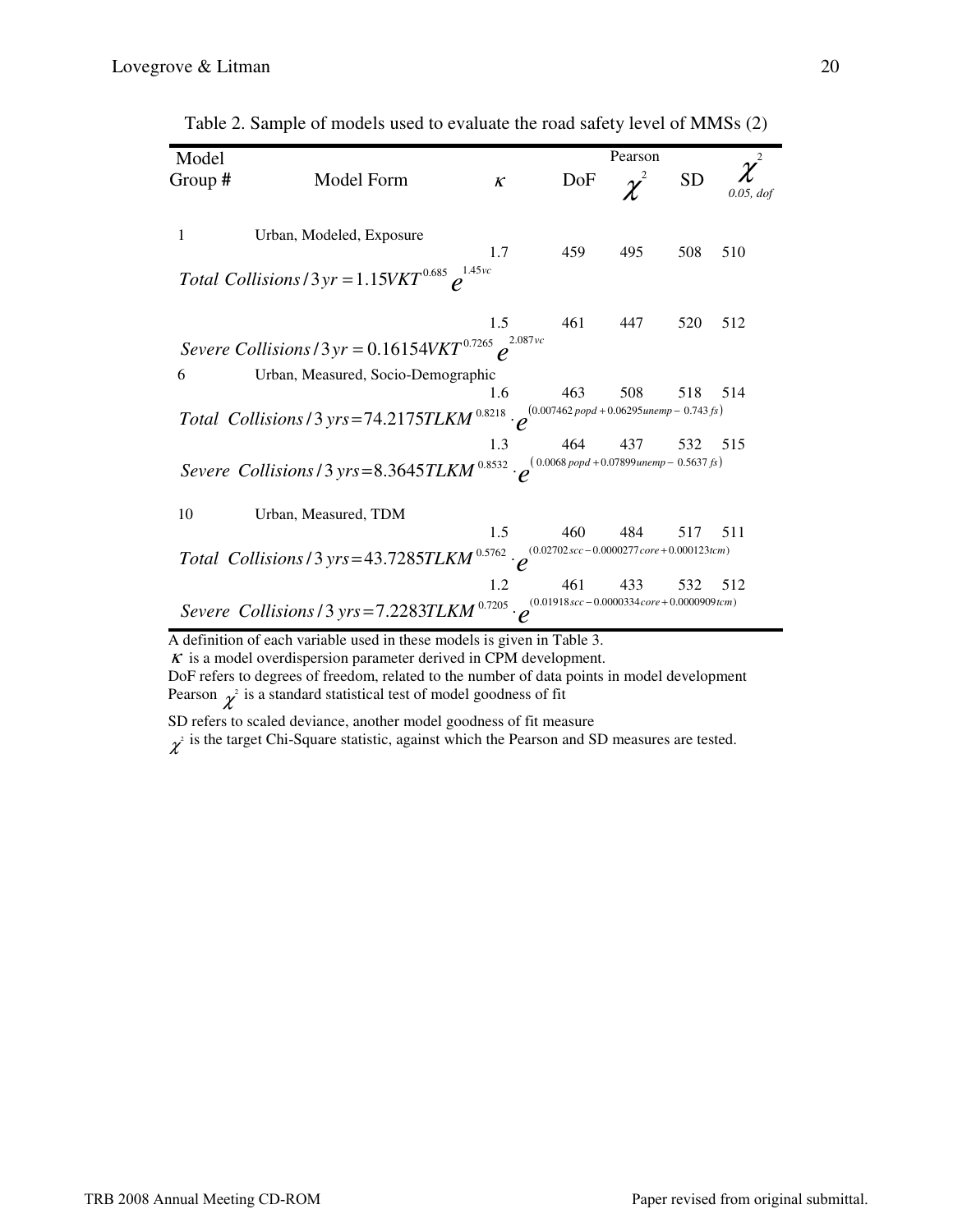Table 2. Sample of models used to evaluate the road safety level of MMSs (2)

| Model Group # | Model Form | $\kappa$ | DoF | Pearson $\chi^2$ | SD | $\chi^2_{0.05,\, dof}$ |
|---|---|---|---|---|---|---|
| 1 | Urban, Modeled, Exposure | | | | | |
| | $Total\ Collisions/3yr = 1.15VKT^{0.685}\, e^{1.45vc}$ | 1.7 | 459 | 495 | 508 | 510 |
| | $Severe\ Collisions/3yr = 0.16154VKT^{0.7265}\, e^{2.087vc}$ | 1.5 | 461 | 447 | 520 | 512 |
| 6 | Urban, Measured, Socio-Demographic | | | | | |
| | $Total\ Collisions/3\,yrs = 74.2175TLKM^{0.8218} \cdot e^{(0.007462\,popd + 0.06295unemp - 0.743\,fs)}$ | 1.6 | 463 | 508 | 518 | 514 |
| | $Severe\ Collisions/3\,yrs = 8.3645TLKM^{0.8532} \cdot e^{(0.0068\,popd + 0.07899unemp - 0.5637\,fs)}$ | 1.3 | 464 | 437 | 532 | 515 |
| 10 | Urban, Measured, TDM | | | | | |
| | $Total\ Collisions/3\,yrs = 43.7285TLKM^{0.5762} \cdot e^{(0.02702\,scc - 0.0000277\,core + 0.000123tcm)}$ | 1.5 | 460 | 484 | 517 | 511 |
| | $Severe\ Collisions/3\,yrs = 7.2283TLKM^{0.7205} \cdot e^{(0.01918\,scc - 0.0000334\,core + 0.0000909tcm)}$ | 1.2 | 461 | 433 | 532 | 512 |

A definition of each variable used in these models is given in Table 3.
$\kappa$ is a model overdispersion parameter derived in CPM development.
DoF refers to degrees of freedom, related to the number of data points in model development
Pearson $\chi^2$ is a standard statistical test of model goodness of fit

SD refers to scaled deviance, another model goodness of fit measure
$\chi^2$ is the target Chi-Square statistic, against which the Pearson and SD measures are tested.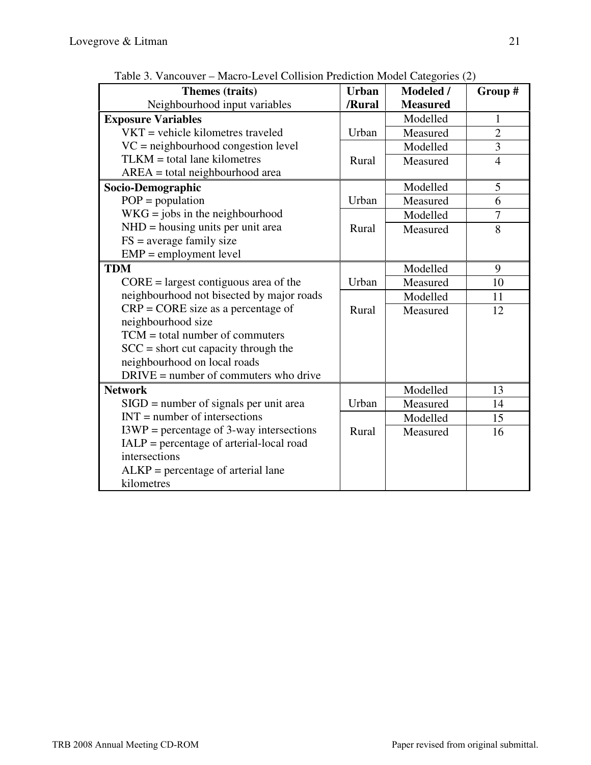Table 3. Vancouver – Macro-Level Collision Prediction Model Categories (2)

| Themes (traits)<br>Neighbourhood input variables | Urban /Rural | Modeled / Measured | Group # |
|---|---|---|---|
| **Exposure Variables**<br>VKT = vehicle kilometres traveled<br>VC = neighbourhood congestion level<br>TLKM = total lane kilometres<br>AREA = total neighbourhood area | Urban | Modelled | 1 |
| | | Measured | 2 |
| | Rural | Modelled | 3 |
| | | Measured | 4 |
| **Socio-Demographic**<br>POP = population<br>WKG = jobs in the neighbourhood<br>NHD = housing units per unit area<br>FS = average family size<br>EMP = employment level | Urban | Modelled | 5 |
| | | Measured | 6 |
| | Rural | Modelled | 7 |
| | | Measured | 8 |
| **TDM**<br>CORE = largest contiguous area of the neighbourhood not bisected by major roads<br>CRP = CORE size as a percentage of neighbourhood size<br>TCM = total number of commuters<br>SCC = short cut capacity through the neighbourhood on local roads<br>DRIVE = number of commuters who drive | Urban | Modelled | 9 |
| | | Measured | 10 |
| | Rural | Modelled | 11 |
| | | Measured | 12 |
| **Network**<br>SIGD = number of signals per unit area<br>INT = number of intersections<br>I3WP = percentage of 3-way intersections<br>IALP = percentage of arterial-local road intersections<br>ALKP = percentage of arterial lane kilometres | Urban | Modelled | 13 |
| | | Measured | 14 |
| | Rural | Modelled | 15 |
| | | Measured | 16 |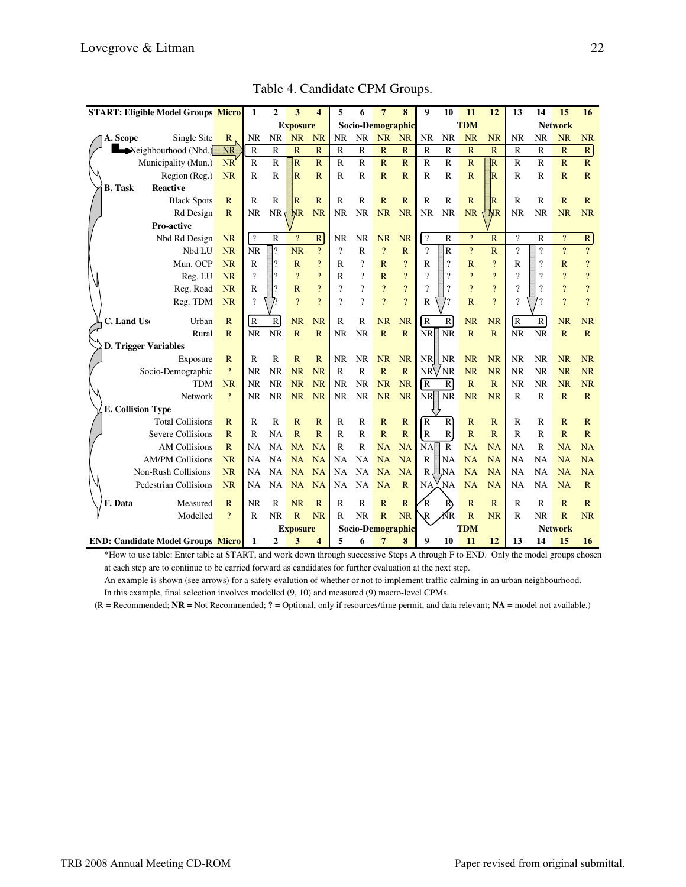Table 4. Candidate CPM Groups.

| START: Eligible Model Groups | | Micro | 1 | 2 | 3 | 4 | 5 | 6 | 7 | 8 | 9 | 10 | 11 | 12 | 13 | 14 | 15 | 16 |
|---|---|---|---|---|---|---|---|---|---|---|---|---|---|---|---|---|---|---|
| | | | | | Exposure | | | Socio-Demographic | | | | | TDM | | | | Network | |
| A. Scope | Single Site | R | NR | NR | NR | NR | NR | NR | NR | NR | NR | NR | NR | NR | NR | NR | NR | NR |
| | Neighbourhood (Nbd.) | NR | R | R | R | R | R | R | R | R | R | R | R | R | R | R | R | R |
| | Municipality (Mun.) | NR | R | R | R | R | R | R | R | R | R | R | R | R | R | R | R | R |
| | Region (Reg.) | NR | R | R | R | R | R | R | R | R | R | R | R | R | R | R | R | R |
| B. Task | Reactive | | | | | | | | | | | | | | | | | |
| | Black Spots | R | R | R | R | R | R | R | R | R | R | R | R | R | R | R | R | R |
| | Rd Design | R | NR | NR | NR | NR | NR | NR | NR | NR | NR | NR | NR | NR | NR | NR | NR | NR |
| | Pro-active | | | | | | | | | | | | | | | | | |
| | Nbd Rd Design | NR | ? | R | ? | R | NR | NR | NR | NR | ? | R | ? | R | ? | R | ? | R |
| | Nbd LU | NR | NR | ? | NR | ? | ? | R | ? | R | ? | R | ? | R | ? | ? | ? | ? |
| | Mun. OCP | NR | R | ? | R | ? | R | ? | R | ? | R | ? | R | ? | R | ? | R | ? |
| | Reg. LU | NR | ? | ? | ? | ? | R | ? | R | ? | ? | ? | ? | ? | ? | ? | ? | ? |
| | Reg. Road | NR | R | ? | R | ? | ? | ? | ? | ? | ? | ? | ? | ? | ? | ? | ? | ? |
| | Reg. TDM | NR | ? | ? | ? | ? | ? | ? | ? | ? | R | ? | R | ? | ? | ? | ? | ? |
| C. Land Use | Urban | R | R | R | NR | NR | R | R | NR | NR | R | R | NR | NR | R | R | NR | NR |
| | Rural | R | NR | NR | R | R | NR | NR | R | R | NR | NR | R | R | NR | NR | R | R |
| D. Trigger Variables | | | | | | | | | | | | | | | | | | |
| | Exposure | R | R | R | R | R | NR | NR | NR | NR | NR | NR | NR | NR | NR | NR | NR | NR |
| | Socio-Demographic | ? | NR | NR | NR | NR | R | R | R | R | NR | NR | NR | NR | NR | NR | NR | NR |
| | TDM | NR | NR | NR | NR | NR | NR | NR | NR | NR | R | R | R | R | NR | NR | NR | NR |
| | Network | ? | NR | NR | NR | NR | NR | NR | NR | NR | NR | NR | NR | NR | R | R | R | R |
| E. Collision Type | | | | | | | | | | | | | | | | | | |
| | Total Collisions | R | R | R | R | R | R | R | R | R | R | R | R | R | R | R | R | R |
| | Severe Collisions | R | R | NA | R | R | R | R | R | R | R | R | R | R | R | R | R | R |
| | AM Collisions | R | NA | NA | NA | NA | R | R | NA | NA | NA | R | NA | NA | NA | R | NA | NA |
| | AM/PM Collisions | NR | NA | NA | NA | NA | NA | NA | NA | NA | R | NA | NA | NA | NA | NA | NA | NA |
| | Non-Rush Collisions | NR | NA | NA | NA | NA | NA | NA | NA | NA | R | NA | NA | NA | NA | NA | NA | NA |
| | Pedestrian Collisions | NR | NA | NA | NA | NA | NA | NA | NA | R | NA | NA | NA | NA | NA | NA | NA | R |
| F. Data | Measured | R | NR | R | NR | R | R | R | R | R | R | R | R | R | R | R | R | R |
| | Modelled | ? | R | NR | R | NR | R | NR | R | NR | R | NR | R | NR | R | NR | R | NR |
| | | | | | Exposure | | | Socio-Demographic | | | | | TDM | | | | Network | |
| END: Candidate Model Groups | | Micro | 1 | 2 | 3 | 4 | 5 | 6 | 7 | 8 | 9 | 10 | 11 | 12 | 13 | 14 | 15 | 16 |

*How to use table: Enter table at START, and work down through successive Steps A through F to END. Only the model groups chosen at each step are to continue to be carried forward as candidates for further evaluation at the next step.

An example is shown (see arrows) for a safety evalution of whether or not to implement traffic calming in an urban neighbourhood. In this example, final selection involves modelled (9, 10) and measured (9) macro-level CPMs.

(R = Recommended; **NR =** Not Recommended; **?** = Optional, only if resources/time permit, and data relevant; **NA** = model not available.)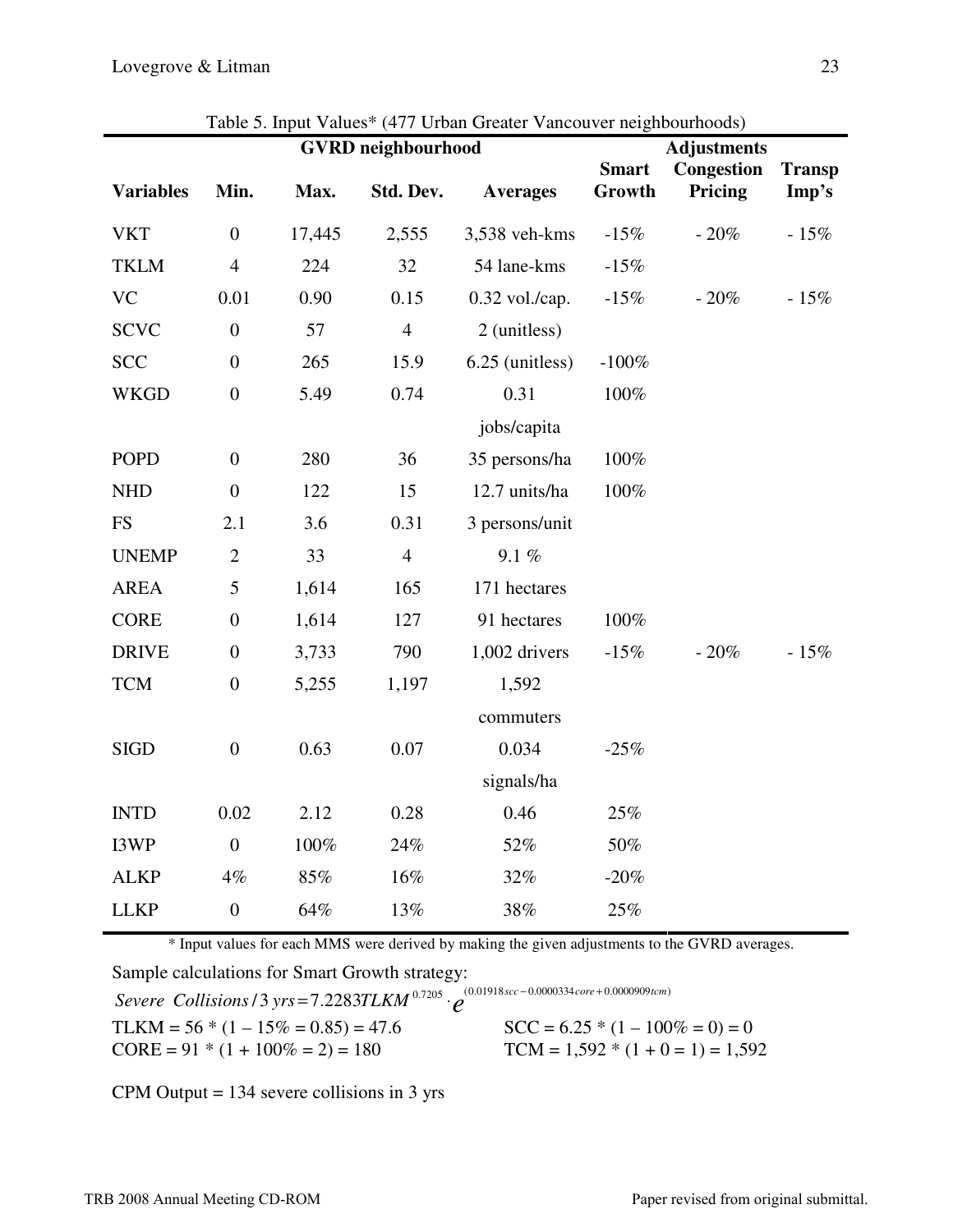Table 5. Input Values* (477 Urban Greater Vancouver neighbourhoods)

| | GVRD neighbourhood | | | | Adjustments | | |
|---|---|---|---|---|---|---|---|
| **Variables** | **Min.** | **Max.** | **Std. Dev.** | **Averages** | **Smart Growth** | **Congestion Pricing** | **Transp Imp's** |
| VKT | 0 | 17,445 | 2,555 | 3,538 veh-kms | -15% | - 20% | - 15% |
| TKLM | 4 | 224 | 32 | 54 lane-kms | -15% | | |
| VC | 0.01 | 0.90 | 0.15 | 0.32 vol./cap. | -15% | - 20% | - 15% |
| SCVC | 0 | 57 | 4 | 2 (unitless) | | | |
| SCC | 0 | 265 | 15.9 | 6.25 (unitless) | -100% | | |
| WKGD | 0 | 5.49 | 0.74 | 0.31 jobs/capita | 100% | | |
| POPD | 0 | 280 | 36 | 35 persons/ha | 100% | | |
| NHD | 0 | 122 | 15 | 12.7 units/ha | 100% | | |
| FS | 2.1 | 3.6 | 0.31 | 3 persons/unit | | | |
| UNEMP | 2 | 33 | 4 | 9.1 % | | | |
| AREA | 5 | 1,614 | 165 | 171 hectares | | | |
| CORE | 0 | 1,614 | 127 | 91 hectares | 100% | | |
| DRIVE | 0 | 3,733 | 790 | 1,002 drivers | -15% | - 20% | - 15% |
| TCM | 0 | 5,255 | 1,197 | 1,592 commuters | | | |
| SIGD | 0 | 0.63 | 0.07 | 0.034 signals/ha | -25% | | |
| INTD | 0.02 | 2.12 | 0.28 | 0.46 | 25% | | |
| I3WP | 0 | 100% | 24% | 52% | 50% | | |
| ALKP | 4% | 85% | 16% | 32% | -20% | | |
| LLKP | 0 | 64% | 13% | 38% | 25% | | |

\* Input values for each MMS were derived by making the given adjustments to the GVRD averages.

Sample calculations for Smart Growth strategy:

$$Severe\ \ Collisions\,/\,3\ yrs = 7.2283 TLKM^{0.7205} \cdot e^{(0.01918 scc - 0.0000334 core + 0.0000909 tcm)}$$

TLKM = 56 * (1 – 15% = 0.85) = 47.6 SCC = 6.25 * (1 – 100% = 0) = 0

CORE = 91 * (1 + 100% = 2) = 180 TCM = 1,592 * (1 + 0 = 1) = 1,592

CPM Output = 134 severe collisions in 3 yrs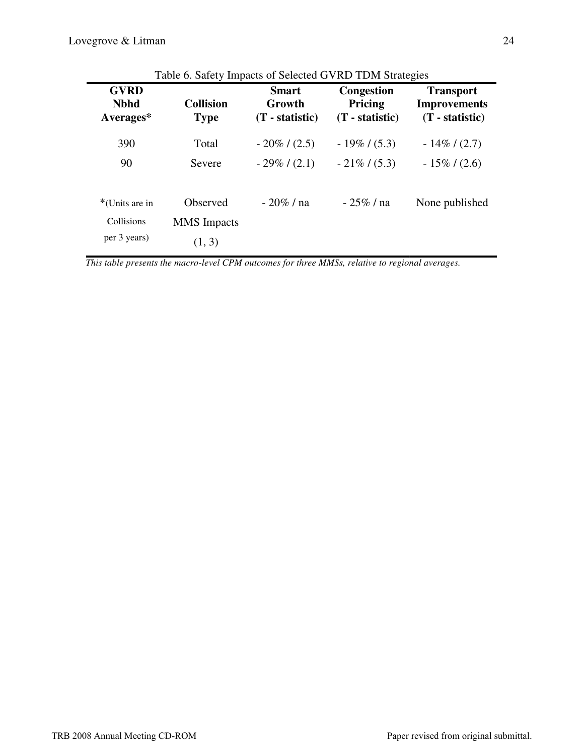Table 6. Safety Impacts of Selected GVRD TDM Strategies

| GVRD Nbhd Averages* | Collision Type | Smart Growth (T - statistic) | Congestion Pricing (T - statistic) | Transport Improvements (T - statistic) |
|---|---|---|---|---|
| 390 | Total | - 20% / (2.5) | - 19% / (5.3) | - 14% / (2.7) |
| 90 | Severe | - 29% / (2.1) | - 21% / (5.3) | - 15% / (2.6) |
| *(Units are in Collisions per 3 years) | Observed MMS Impacts (1, 3) | - 20% / na | - 25% / na | None published |

*This table presents the macro-level CPM outcomes for three MMSs, relative to regional averages.*